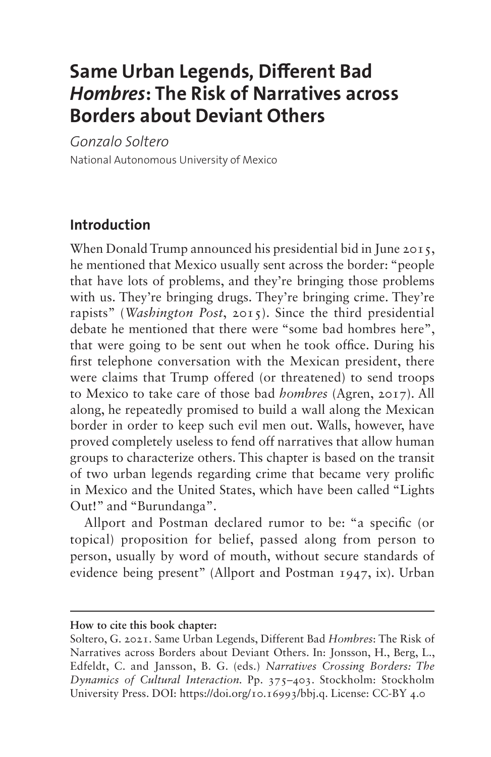# Same Urban Legends, Different Bad *Hombres*: The Risk of Narratives across Borders about Deviant Others

*Gonzalo Soltero*

National Autonomous University of Mexico

## Introduction

When Donald Trump announced his presidential bid in June 2015, he mentioned that Mexico usually sent across the border: "people that have lots of problems, and they're bringing those problems with us. They're bringing drugs. They're bringing crime. They're rapists" (*Washington Post*, 2015). Since the third presidential debate he mentioned that there were "some bad hombres here", that were going to be sent out when he took office. During his first telephone conversation with the Mexican president, there were claims that Trump offered (or threatened) to send troops to Mexico to take care of those bad *hombres* (Agren, 2017). All along, he repeatedly promised to build a wall along the Mexican border in order to keep such evil men out. Walls, however, have proved completely useless to fend off narratives that allow human groups to characterize others. This chapter is based on the transit of two urban legends regarding crime that became very prolific in Mexico and the United States, which have been called "Lights Out!" and "Burundanga".

Allport and Postman declared rumor to be: "a specific (or topical) proposition for belief, passed along from person to person, usually by word of mouth, without secure standards of evidence being present" (Allport and Postman 1947, ix). Urban

**How to cite this book chapter:**

Soltero, G. 2021. Same Urban Legends, Different Bad *Hombres*: The Risk of Narratives across Borders about Deviant Others. In: Jonsson, H., Berg, L., Edfeldt, C. and Jansson, B. G. (eds.) *Narratives Crossing Borders: The Dynamics of Cultural Interaction.* Pp. 375–403. Stockholm: Stockholm University Press. DOI: https://doi.org/10.16993/bbj.q. License: CC-BY 4.0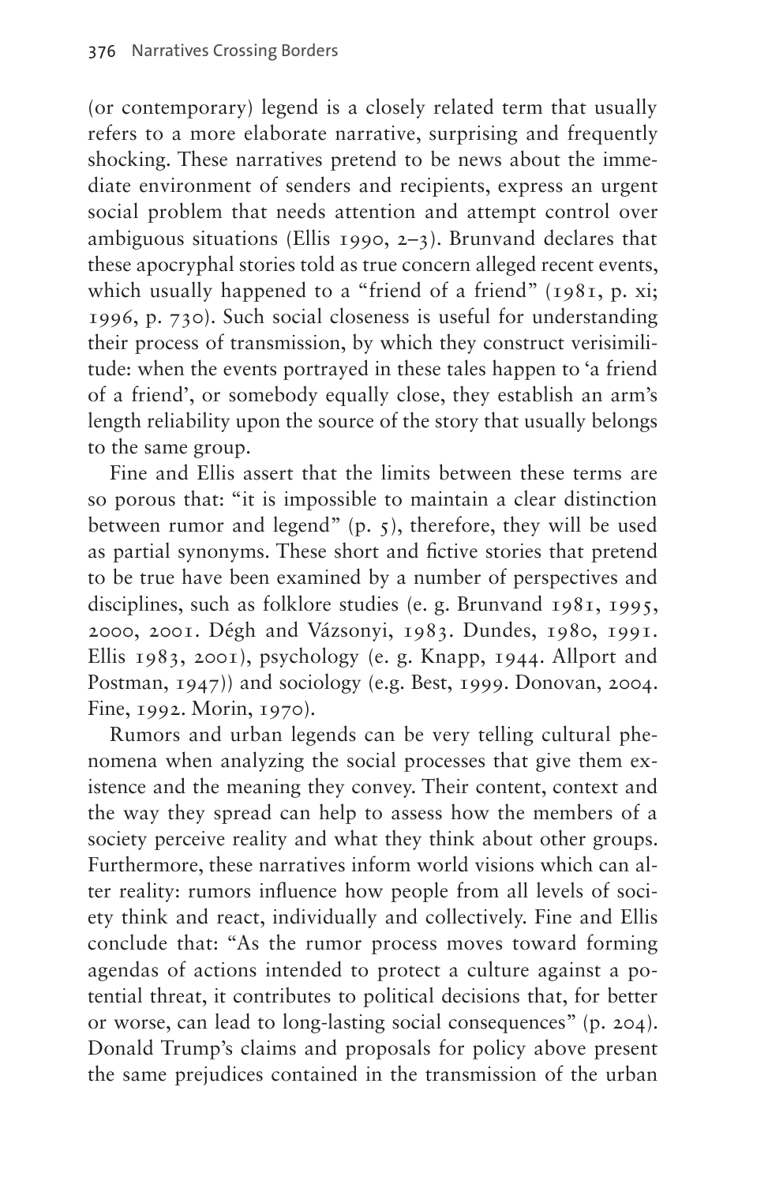(or contemporary) legend is a closely related term that usually refers to a more elaborate narrative, surprising and frequently shocking. These narratives pretend to be news about the immediate environment of senders and recipients, express an urgent social problem that needs attention and attempt control over ambiguous situations (Ellis 1990, 2–3). Brunvand declares that these apocryphal stories told as true concern alleged recent events, which usually happened to a "friend of a friend" (1981, p. xi; 1996, p. 730). Such social closeness is useful for understanding their process of transmission, by which they construct verisimilitude: when the events portrayed in these tales happen to 'a friend of a friend', or somebody equally close, they establish an arm's length reliability upon the source of the story that usually belongs to the same group.

Fine and Ellis assert that the limits between these terms are so porous that: "it is impossible to maintain a clear distinction between rumor and legend" (p. 5), therefore, they will be used as partial synonyms. These short and fictive stories that pretend to be true have been examined by a number of perspectives and disciplines, such as folklore studies (e. g. Brunvand 1981, 1995, 2000, 2001. Dégh and Vázsonyi, 1983. Dundes, 1980, 1991. Ellis 1983, 2001), psychology (e. g. Knapp, 1944. Allport and Postman, 1947)) and sociology (e.g. Best, 1999. Donovan, 2004. Fine, 1992. Morin, 1970).

Rumors and urban legends can be very telling cultural phenomena when analyzing the social processes that give them existence and the meaning they convey. Their content, context and the way they spread can help to assess how the members of a society perceive reality and what they think about other groups. Furthermore, these narratives inform world visions which can alter reality: rumors influence how people from all levels of society think and react, individually and collectively. Fine and Ellis conclude that: "As the rumor process moves toward forming agendas of actions intended to protect a culture against a potential threat, it contributes to political decisions that, for better or worse, can lead to long-lasting social consequences" (p. 204). Donald Trump's claims and proposals for policy above present the same prejudices contained in the transmission of the urban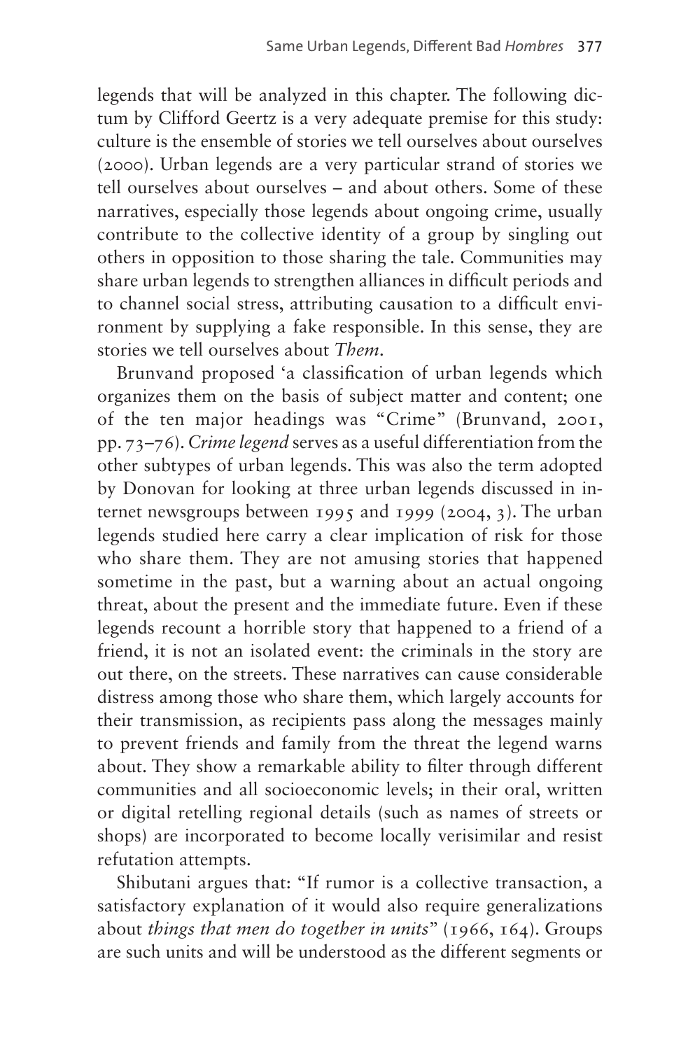legends that will be analyzed in this chapter. The following dictum by Clifford Geertz is a very adequate premise for this study: culture is the ensemble of stories we tell ourselves about ourselves (2000). Urban legends are a very particular strand of stories we tell ourselves about ourselves – and about others. Some of these narratives, especially those legends about ongoing crime, usually contribute to the collective identity of a group by singling out others in opposition to those sharing the tale. Communities may share urban legends to strengthen alliances in difficult periods and to channel social stress, attributing causation to a difficult environment by supplying a fake responsible. In this sense, they are stories we tell ourselves about *Them*.

Brunvand proposed 'a classification of urban legends which organizes them on the basis of subject matter and content; one of the ten major headings was "Crime" (Brunvand, 2001, pp. 73–76). *Crime legend* serves as a useful differentiation from the other subtypes of urban legends. This was also the term adopted by Donovan for looking at three urban legends discussed in internet newsgroups between 1995 and 1999 (2004, 3). The urban legends studied here carry a clear implication of risk for those who share them. They are not amusing stories that happened sometime in the past, but a warning about an actual ongoing threat, about the present and the immediate future. Even if these legends recount a horrible story that happened to a friend of a friend, it is not an isolated event: the criminals in the story are out there, on the streets. These narratives can cause considerable distress among those who share them, which largely accounts for their transmission, as recipients pass along the messages mainly to prevent friends and family from the threat the legend warns about. They show a remarkable ability to filter through different communities and all socioeconomic levels; in their oral, written or digital retelling regional details (such as names of streets or shops) are incorporated to become locally verisimilar and resist refutation attempts.

Shibutani argues that: "If rumor is a collective transaction, a satisfactory explanation of it would also require generalizations about *things that men do together in units*" (1966, 164). Groups are such units and will be understood as the different segments or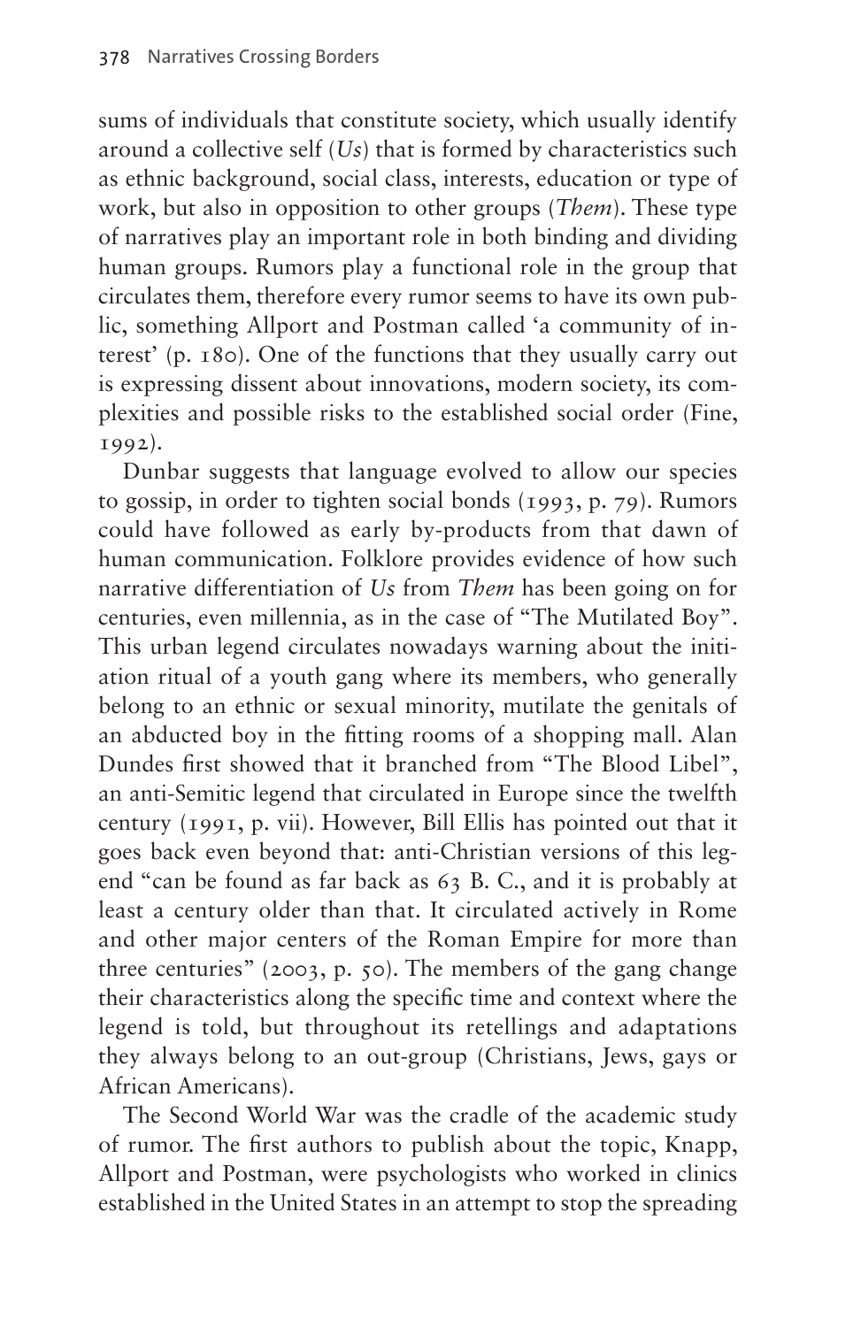sums of individuals that constitute society, which usually identify around a collective self (*Us*) that is formed by characteristics such as ethnic background, social class, interests, education or type of work, but also in opposition to other groups (*Them*). These type of narratives play an important role in both binding and dividing human groups. Rumors play a functional role in the group that circulates them, therefore every rumor seems to have its own public, something Allport and Postman called 'a community of interest' (p. 180). One of the functions that they usually carry out is expressing dissent about innovations, modern society, its complexities and possible risks to the established social order (Fine, 1992).

Dunbar suggests that language evolved to allow our species to gossip, in order to tighten social bonds (1993, p. 79). Rumors could have followed as early by-products from that dawn of human communication. Folklore provides evidence of how such narrative differentiation of *Us* from *Them* has been going on for centuries, even millennia, as in the case of "The Mutilated Boy". This urban legend circulates nowadays warning about the initiation ritual of a youth gang where its members, who generally belong to an ethnic or sexual minority, mutilate the genitals of an abducted boy in the fitting rooms of a shopping mall. Alan Dundes first showed that it branched from "The Blood Libel", an anti-Semitic legend that circulated in Europe since the twelfth century (1991, p. vii). However, Bill Ellis has pointed out that it goes back even beyond that: anti-Christian versions of this legend "can be found as far back as 63 B. C., and it is probably at least a century older than that. It circulated actively in Rome and other major centers of the Roman Empire for more than three centuries" (2003, p. 50). The members of the gang change their characteristics along the specific time and context where the legend is told, but throughout its retellings and adaptations they always belong to an out-group (Christians, Jews, gays or African Americans).

The Second World War was the cradle of the academic study of rumor. The first authors to publish about the topic, Knapp, Allport and Postman, were psychologists who worked in clinics established in the United States in an attempt to stop the spreading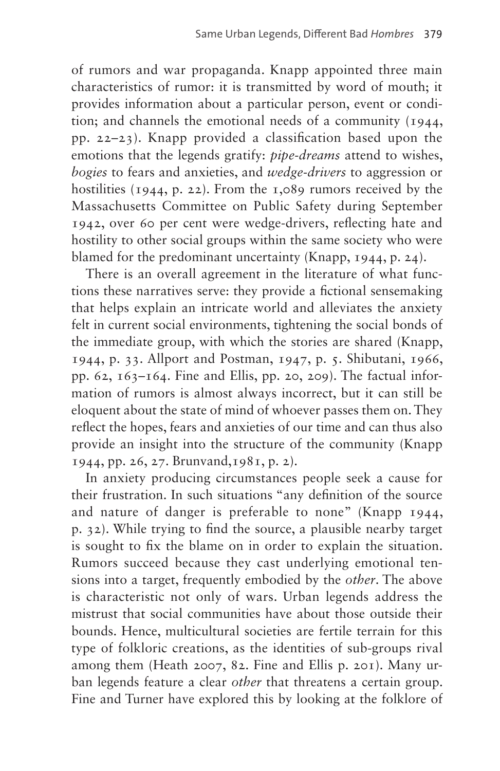of rumors and war propaganda. Knapp appointed three main characteristics of rumor: it is transmitted by word of mouth; it provides information about a particular person, event or condition; and channels the emotional needs of a community (1944, pp. 22–23). Knapp provided a classification based upon the emotions that the legends gratify: *pipe-dreams* attend to wishes, *bogies* to fears and anxieties, and *wedge-drivers* to aggression or hostilities (1944, p. 22). From the 1,089 rumors received by the Massachusetts Committee on Public Safety during September 1942, over 60 per cent were wedge-drivers, reflecting hate and hostility to other social groups within the same society who were blamed for the predominant uncertainty (Knapp, 1944, p. 24).

There is an overall agreement in the literature of what functions these narratives serve: they provide a fictional sensemaking that helps explain an intricate world and alleviates the anxiety felt in current social environments, tightening the social bonds of the immediate group, with which the stories are shared (Knapp, 1944, p. 33. Allport and Postman, 1947, p. 5. Shibutani, 1966, pp. 62, 163–164. Fine and Ellis, pp. 20, 209). The factual information of rumors is almost always incorrect, but it can still be eloquent about the state of mind of whoever passes them on. They reflect the hopes, fears and anxieties of our time and can thus also provide an insight into the structure of the community (Knapp 1944, pp. 26, 27. Brunvand,1981, p. 2).

In anxiety producing circumstances people seek a cause for their frustration. In such situations "any definition of the source and nature of danger is preferable to none" (Knapp 1944, p. 32). While trying to find the source, a plausible nearby target is sought to fix the blame on in order to explain the situation. Rumors succeed because they cast underlying emotional tensions into a target, frequently embodied by the *other*. The above is characteristic not only of wars. Urban legends address the mistrust that social communities have about those outside their bounds. Hence, multicultural societies are fertile terrain for this type of folkloric creations, as the identities of sub-groups rival among them (Heath 2007, 82. Fine and Ellis p. 201). Many urban legends feature a clear *other* that threatens a certain group. Fine and Turner have explored this by looking at the folklore of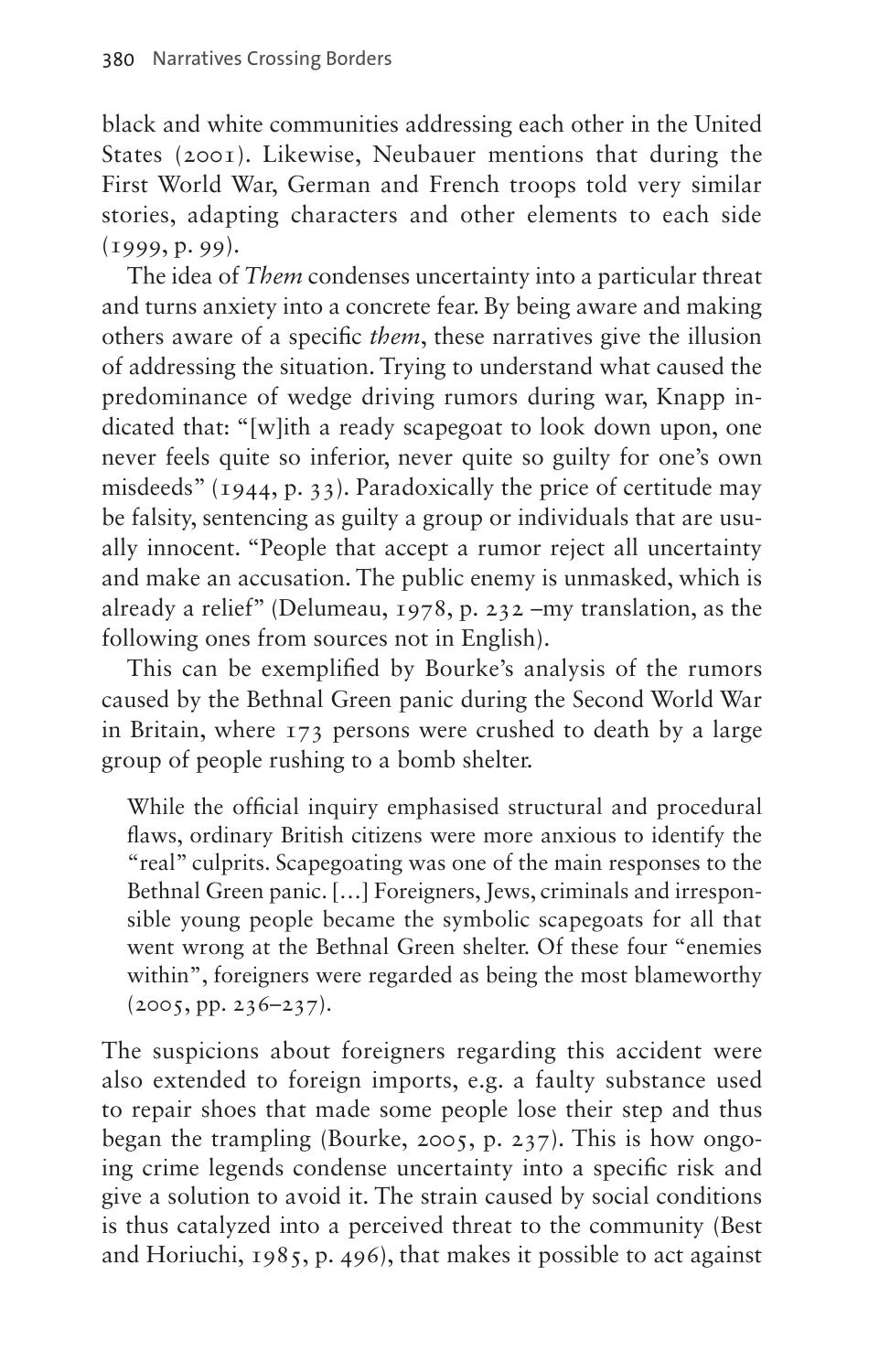black and white communities addressing each other in the United States (2001). Likewise, Neubauer mentions that during the First World War, German and French troops told very similar stories, adapting characters and other elements to each side (1999, p. 99).

The idea of *Them* condenses uncertainty into a particular threat and turns anxiety into a concrete fear. By being aware and making others aware of a specific *them*, these narratives give the illusion of addressing the situation. Trying to understand what caused the predominance of wedge driving rumors during war, Knapp indicated that: "[w]ith a ready scapegoat to look down upon, one never feels quite so inferior, never quite so guilty for one's own misdeeds" (1944, p. 33). Paradoxically the price of certitude may be falsity, sentencing as guilty a group or individuals that are usually innocent. "People that accept a rumor reject all uncertainty and make an accusation. The public enemy is unmasked, which is already a relief" (Delumeau, 1978, p. 232 –my translation, as the following ones from sources not in English).

This can be exemplified by Bourke's analysis of the rumors caused by the Bethnal Green panic during the Second World War in Britain, where 173 persons were crushed to death by a large group of people rushing to a bomb shelter.

> While the official inquiry emphasised structural and procedural flaws, ordinary British citizens were more anxious to identify the "real" culprits. Scapegoating was one of the main responses to the Bethnal Green panic. [...] Foreigners, Jews, criminals and irresponsible young people became the symbolic scapegoats for all that went wrong at the Bethnal Green shelter. Of these four "enemies within", foreigners were regarded as being the most blameworthy (2005, pp. 236–237).

The suspicions about foreigners regarding this accident were also extended to foreign imports, e.g. a faulty substance used to repair shoes that made some people lose their step and thus began the trampling (Bourke, 2005, p. 237). This is how ongoing crime legends condense uncertainty into a specific risk and give a solution to avoid it. The strain caused by social conditions is thus catalyzed into a perceived threat to the community (Best and Horiuchi, 1985, p. 496), that makes it possible to act against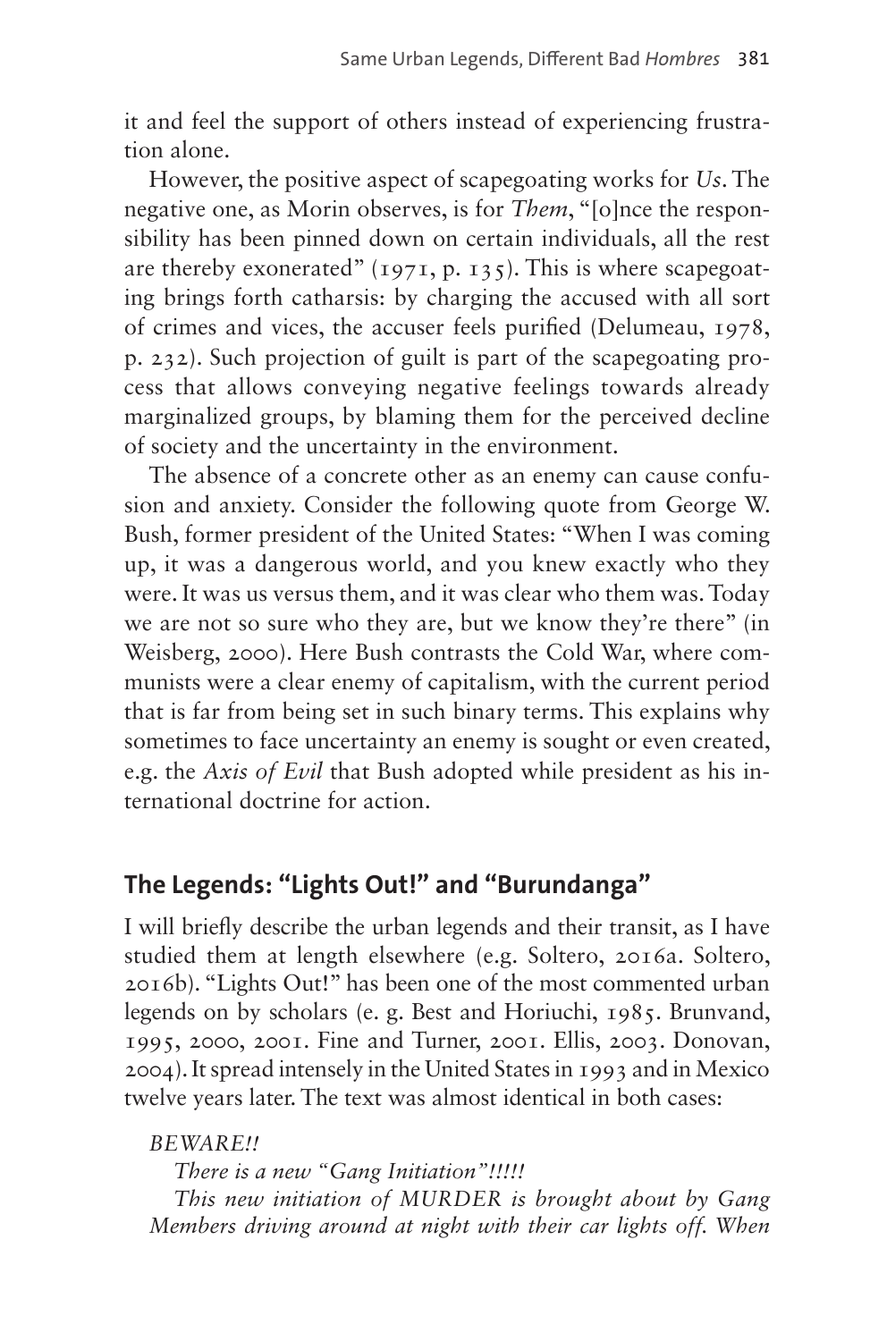it and feel the support of others instead of experiencing frustration alone.

However, the positive aspect of scapegoating works for *Us*. The negative one, as Morin observes, is for *Them*, "[o]nce the responsibility has been pinned down on certain individuals, all the rest are thereby exonerated" (1971, p. 135). This is where scapegoating brings forth catharsis: by charging the accused with all sort of crimes and vices, the accuser feels purified (Delumeau, 1978, p. 232). Such projection of guilt is part of the scapegoating process that allows conveying negative feelings towards already marginalized groups, by blaming them for the perceived decline of society and the uncertainty in the environment.

The absence of a concrete other as an enemy can cause confusion and anxiety. Consider the following quote from George W. Bush, former president of the United States: "When I was coming up, it was a dangerous world, and you knew exactly who they were. It was us versus them, and it was clear who them was. Today we are not so sure who they are, but we know they're there" (in Weisberg, 2000). Here Bush contrasts the Cold War, where communists were a clear enemy of capitalism, with the current period that is far from being set in such binary terms. This explains why sometimes to face uncertainty an enemy is sought or even created, e.g. the *Axis of Evil* that Bush adopted while president as his international doctrine for action.

## The Legends: "Lights Out!" and "Burundanga"

I will briefly describe the urban legends and their transit, as I have studied them at length elsewhere (e.g. Soltero, 2016a. Soltero, 2016b). "Lights Out!" has been one of the most commented urban legends on by scholars (e. g. Best and Horiuchi, 1985. Brunvand, 1995, 2000, 2001. Fine and Turner, 2001. Ellis, 2003. Donovan, 2004). It spread intensely in the United States in 1993 and in Mexico twelve years later. The text was almost identical in both cases:

*BEWARE!!*

*There is a new "Gang Initiation"!!!!!*

*This new initiation of MURDER is brought about by Gang Members driving around at night with their car lights off. When*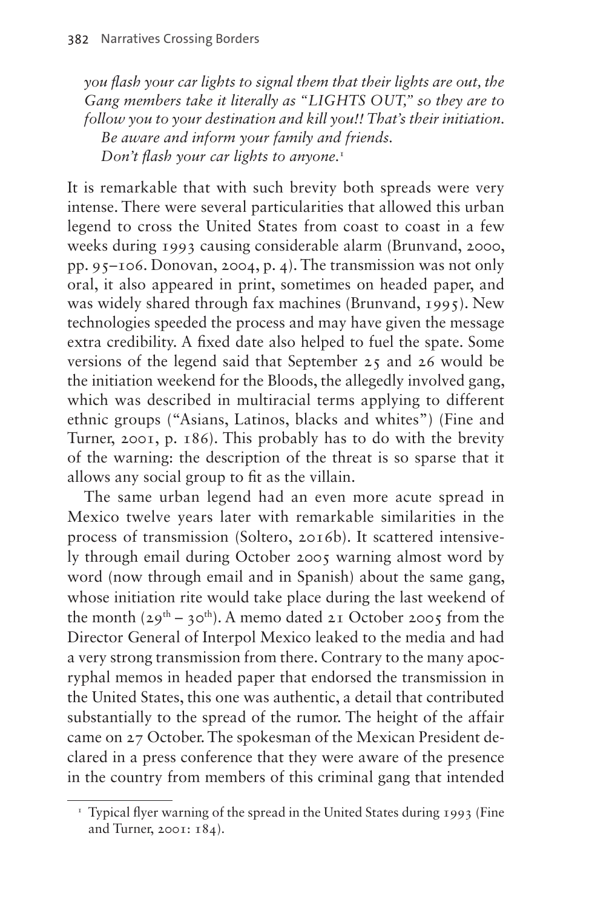*you flash your car lights to signal them that their lights are out, the Gang members take it literally as "LIGHTS OUT," so they are to follow you to your destination and kill you!! That's their initiation.*
*Be aware and inform your family and friends.*
*Don't flash your car lights to anyone.*[1]

It is remarkable that with such brevity both spreads were very intense. There were several particularities that allowed this urban legend to cross the United States from coast to coast in a few weeks during 1993 causing considerable alarm (Brunvand, 2000, pp. 95–106. Donovan, 2004, p. 4). The transmission was not only oral, it also appeared in print, sometimes on headed paper, and was widely shared through fax machines (Brunvand, 1995). New technologies speeded the process and may have given the message extra credibility. A fixed date also helped to fuel the spate. Some versions of the legend said that September 25 and 26 would be the initiation weekend for the Bloods, the allegedly involved gang, which was described in multiracial terms applying to different ethnic groups ("Asians, Latinos, blacks and whites") (Fine and Turner, 2001, p. 186). This probably has to do with the brevity of the warning: the description of the threat is so sparse that it allows any social group to fit as the villain.

The same urban legend had an even more acute spread in Mexico twelve years later with remarkable similarities in the process of transmission (Soltero, 2016b). It scattered intensively through email during October 2005 warning almost word by word (now through email and in Spanish) about the same gang, whose initiation rite would take place during the last weekend of the month (29th – 30th). A memo dated 21 October 2005 from the Director General of Interpol Mexico leaked to the media and had a very strong transmission from there. Contrary to the many apocryphal memos in headed paper that endorsed the transmission in the United States, this one was authentic, a detail that contributed substantially to the spread of the rumor. The height of the affair came on 27 October. The spokesman of the Mexican President declared in a press conference that they were aware of the presence in the country from members of this criminal gang that intended

[1] Typical flyer warning of the spread in the United States during 1993 (Fine and Turner, 2001: 184).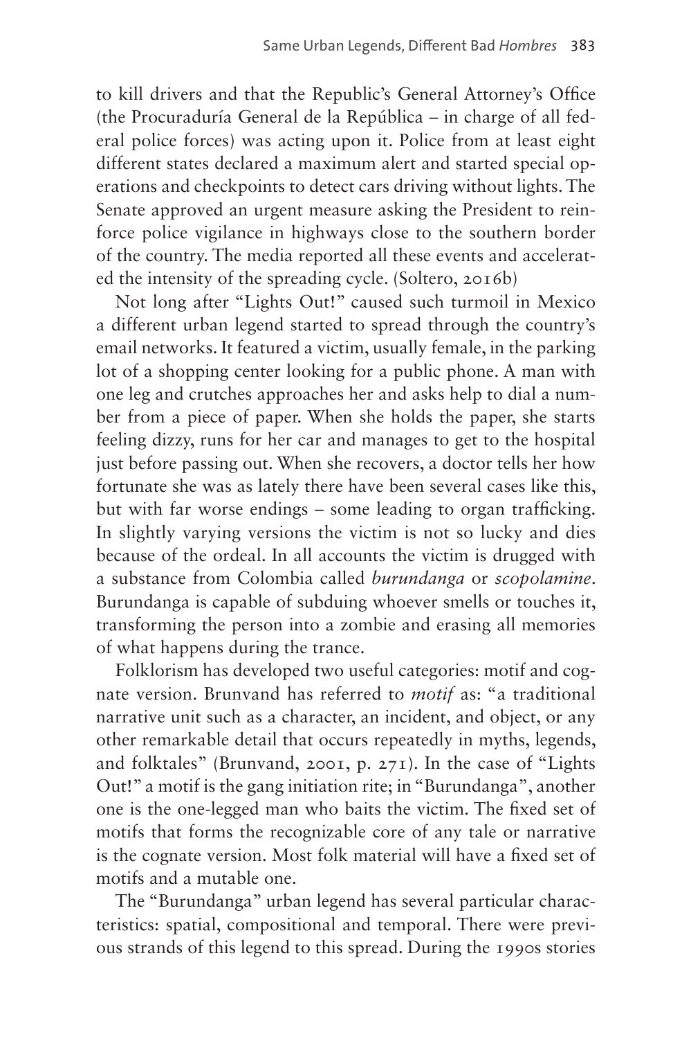to kill drivers and that the Republic's General Attorney's Office (the Procuraduría General de la República – in charge of all federal police forces) was acting upon it. Police from at least eight different states declared a maximum alert and started special operations and checkpoints to detect cars driving without lights. The Senate approved an urgent measure asking the President to reinforce police vigilance in highways close to the southern border of the country. The media reported all these events and accelerated the intensity of the spreading cycle. (Soltero, 2016b)

Not long after "Lights Out!" caused such turmoil in Mexico a different urban legend started to spread through the country's email networks. It featured a victim, usually female, in the parking lot of a shopping center looking for a public phone. A man with one leg and crutches approaches her and asks help to dial a number from a piece of paper. When she holds the paper, she starts feeling dizzy, runs for her car and manages to get to the hospital just before passing out. When she recovers, a doctor tells her how fortunate she was as lately there have been several cases like this, but with far worse endings – some leading to organ trafficking. In slightly varying versions the victim is not so lucky and dies because of the ordeal. In all accounts the victim is drugged with a substance from Colombia called *burundanga* or *scopolamine*. Burundanga is capable of subduing whoever smells or touches it, transforming the person into a zombie and erasing all memories of what happens during the trance.

Folklorism has developed two useful categories: motif and cognate version. Brunvand has referred to *motif* as: "a traditional narrative unit such as a character, an incident, and object, or any other remarkable detail that occurs repeatedly in myths, legends, and folktales" (Brunvand, 2001, p. 271). In the case of "Lights Out!" a motif is the gang initiation rite; in "Burundanga", another one is the one-legged man who baits the victim. The fixed set of motifs that forms the recognizable core of any tale or narrative is the cognate version. Most folk material will have a fixed set of motifs and a mutable one.

The "Burundanga" urban legend has several particular characteristics: spatial, compositional and temporal. There were previous strands of this legend to this spread. During the 1990s stories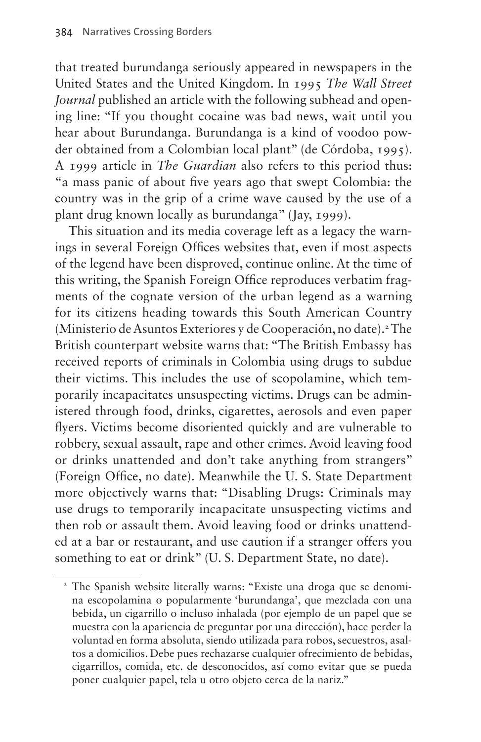that treated burundanga seriously appeared in newspapers in the United States and the United Kingdom. In 1995 *The Wall Street Journal* published an article with the following subhead and opening line: "If you thought cocaine was bad news, wait until you hear about Burundanga. Burundanga is a kind of voodoo powder obtained from a Colombian local plant" (de Córdoba, 1995). A 1999 article in *The Guardian* also refers to this period thus: "a mass panic of about five years ago that swept Colombia: the country was in the grip of a crime wave caused by the use of a plant drug known locally as burundanga" (Jay, 1999).

This situation and its media coverage left as a legacy the warnings in several Foreign Offices websites that, even if most aspects of the legend have been disproved, continue online. At the time of this writing, the Spanish Foreign Office reproduces verbatim fragments of the cognate version of the urban legend as a warning for its citizens heading towards this South American Country (Ministerio de Asuntos Exteriores y de Cooperación, no date).[2] The British counterpart website warns that: "The British Embassy has received reports of criminals in Colombia using drugs to subdue their victims. This includes the use of scopolamine, which temporarily incapacitates unsuspecting victims. Drugs can be administered through food, drinks, cigarettes, aerosols and even paper flyers. Victims become disoriented quickly and are vulnerable to robbery, sexual assault, rape and other crimes. Avoid leaving food or drinks unattended and don't take anything from strangers" (Foreign Office, no date). Meanwhile the U. S. State Department more objectively warns that: "Disabling Drugs: Criminals may use drugs to temporarily incapacitate unsuspecting victims and then rob or assault them. Avoid leaving food or drinks unattended at a bar or restaurant, and use caution if a stranger offers you something to eat or drink" (U. S. Department State, no date).

[2] The Spanish website literally warns: "Existe una droga que se denomina escopolamina o popularmente 'burundanga', que mezclada con una bebida, un cigarrillo o incluso inhalada (por ejemplo de un papel que se muestra con la apariencia de preguntar por una dirección), hace perder la voluntad en forma absoluta, siendo utilizada para robos, secuestros, asaltos a domicilios. Debe pues rechazarse cualquier ofrecimiento de bebidas, cigarrillos, comida, etc. de desconocidos, así como evitar que se pueda poner cualquier papel, tela u otro objeto cerca de la nariz."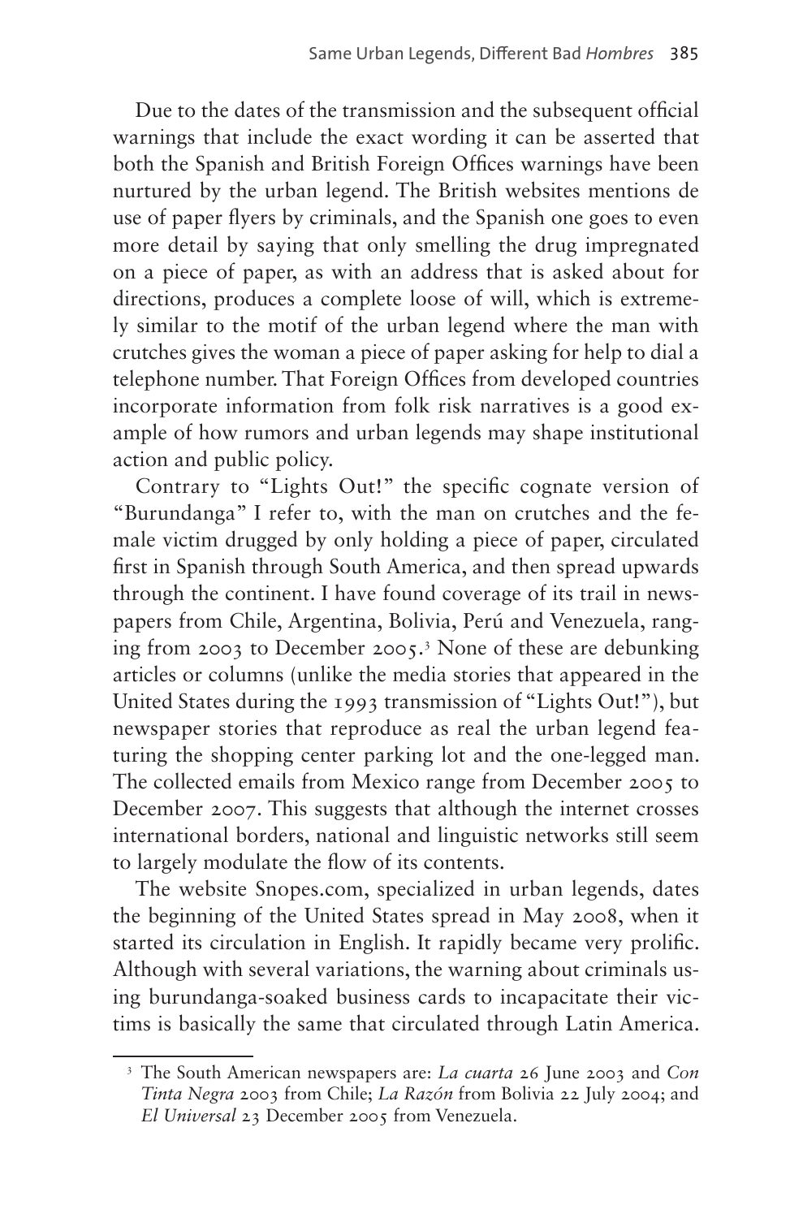Due to the dates of the transmission and the subsequent official warnings that include the exact wording it can be asserted that both the Spanish and British Foreign Offices warnings have been nurtured by the urban legend. The British websites mentions de use of paper flyers by criminals, and the Spanish one goes to even more detail by saying that only smelling the drug impregnated on a piece of paper, as with an address that is asked about for directions, produces a complete loose of will, which is extremely similar to the motif of the urban legend where the man with crutches gives the woman a piece of paper asking for help to dial a telephone number. That Foreign Offices from developed countries incorporate information from folk risk narratives is a good example of how rumors and urban legends may shape institutional action and public policy.

Contrary to "Lights Out!" the specific cognate version of "Burundanga" I refer to, with the man on crutches and the female victim drugged by only holding a piece of paper, circulated first in Spanish through South America, and then spread upwards through the continent. I have found coverage of its trail in newspapers from Chile, Argentina, Bolivia, Perú and Venezuela, ranging from 2003 to December 2005.[3] None of these are debunking articles or columns (unlike the media stories that appeared in the United States during the 1993 transmission of "Lights Out!"), but newspaper stories that reproduce as real the urban legend featuring the shopping center parking lot and the one-legged man. The collected emails from Mexico range from December 2005 to December 2007. This suggests that although the internet crosses international borders, national and linguistic networks still seem to largely modulate the flow of its contents.

The website Snopes.com, specialized in urban legends, dates the beginning of the United States spread in May 2008, when it started its circulation in English. It rapidly became very prolific. Although with several variations, the warning about criminals using burundanga-soaked business cards to incapacitate their victims is basically the same that circulated through Latin America.

[3] The South American newspapers are: *La cuarta* 26 June 2003 and *Con Tinta Negra* 2003 from Chile; *La Razón* from Bolivia 22 July 2004; and *El Universal* 23 December 2005 from Venezuela.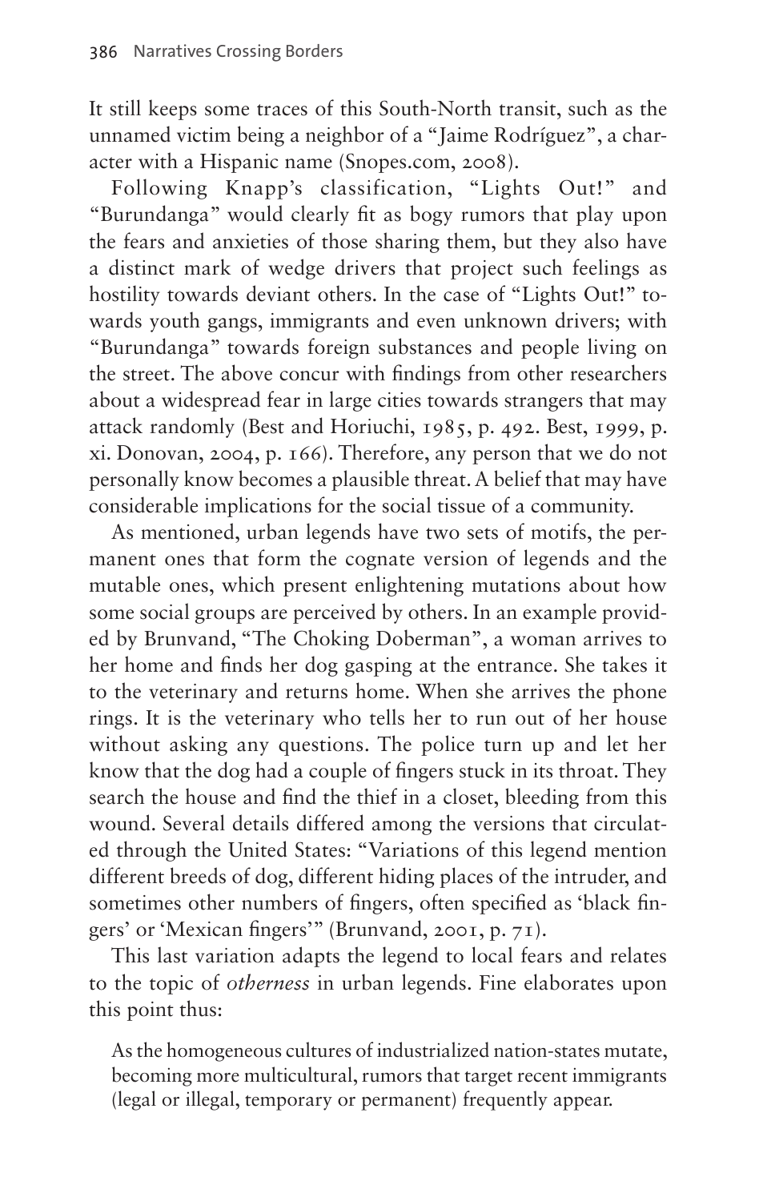It still keeps some traces of this South-North transit, such as the unnamed victim being a neighbor of a "Jaime Rodríguez", a character with a Hispanic name (Snopes.com, 2008).

Following Knapp's classification, "Lights Out!" and "Burundanga" would clearly fit as bogy rumors that play upon the fears and anxieties of those sharing them, but they also have a distinct mark of wedge drivers that project such feelings as hostility towards deviant others. In the case of "Lights Out!" towards youth gangs, immigrants and even unknown drivers; with "Burundanga" towards foreign substances and people living on the street. The above concur with findings from other researchers about a widespread fear in large cities towards strangers that may attack randomly (Best and Horiuchi, 1985, p. 492. Best, 1999, p. xi. Donovan, 2004, p. 166). Therefore, any person that we do not personally know becomes a plausible threat. A belief that may have considerable implications for the social tissue of a community.

As mentioned, urban legends have two sets of motifs, the permanent ones that form the cognate version of legends and the mutable ones, which present enlightening mutations about how some social groups are perceived by others. In an example provided by Brunvand, "The Choking Doberman", a woman arrives to her home and finds her dog gasping at the entrance. She takes it to the veterinary and returns home. When she arrives the phone rings. It is the veterinary who tells her to run out of her house without asking any questions. The police turn up and let her know that the dog had a couple of fingers stuck in its throat. They search the house and find the thief in a closet, bleeding from this wound. Several details differed among the versions that circulated through the United States: "Variations of this legend mention different breeds of dog, different hiding places of the intruder, and sometimes other numbers of fingers, often specified as 'black fingers' or 'Mexican fingers'" (Brunvand, 2001, p. 71).

This last variation adapts the legend to local fears and relates to the topic of *otherness* in urban legends. Fine elaborates upon this point thus:

> As the homogeneous cultures of industrialized nation-states mutate, becoming more multicultural, rumors that target recent immigrants (legal or illegal, temporary or permanent) frequently appear.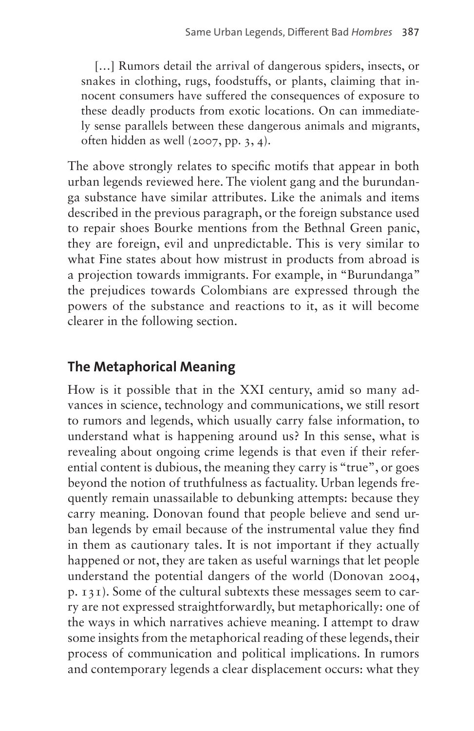[…] Rumors detail the arrival of dangerous spiders, insects, or snakes in clothing, rugs, foodstuffs, or plants, claiming that innocent consumers have suffered the consequences of exposure to these deadly products from exotic locations. On can immediately sense parallels between these dangerous animals and migrants, often hidden as well (2007, pp. 3, 4).

The above strongly relates to specific motifs that appear in both urban legends reviewed here. The violent gang and the burundanga substance have similar attributes. Like the animals and items described in the previous paragraph, or the foreign substance used to repair shoes Bourke mentions from the Bethnal Green panic, they are foreign, evil and unpredictable. This is very similar to what Fine states about how mistrust in products from abroad is a projection towards immigrants. For example, in "Burundanga" the prejudices towards Colombians are expressed through the powers of the substance and reactions to it, as it will become clearer in the following section.

## The Metaphorical Meaning

How is it possible that in the XXI century, amid so many advances in science, technology and communications, we still resort to rumors and legends, which usually carry false information, to understand what is happening around us? In this sense, what is revealing about ongoing crime legends is that even if their referential content is dubious, the meaning they carry is "true", or goes beyond the notion of truthfulness as factuality. Urban legends frequently remain unassailable to debunking attempts: because they carry meaning. Donovan found that people believe and send urban legends by email because of the instrumental value they find in them as cautionary tales. It is not important if they actually happened or not, they are taken as useful warnings that let people understand the potential dangers of the world (Donovan 2004, p. 131). Some of the cultural subtexts these messages seem to carry are not expressed straightforwardly, but metaphorically: one of the ways in which narratives achieve meaning. I attempt to draw some insights from the metaphorical reading of these legends, their process of communication and political implications. In rumors and contemporary legends a clear displacement occurs: what they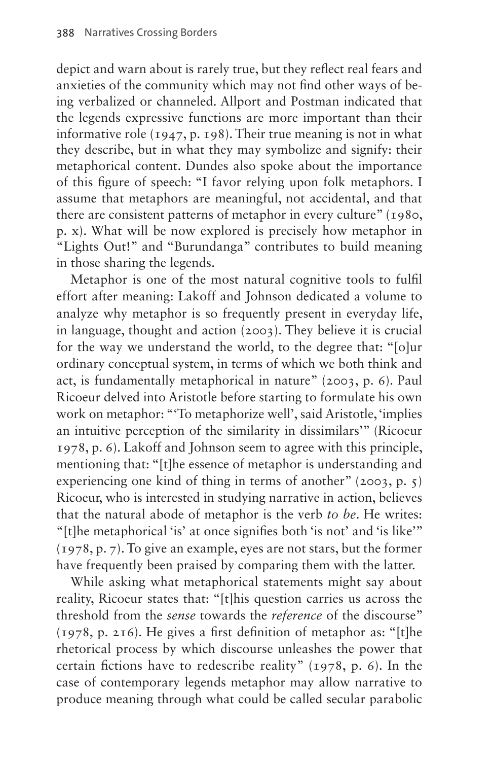depict and warn about is rarely true, but they reflect real fears and anxieties of the community which may not find other ways of being verbalized or channeled. Allport and Postman indicated that the legends expressive functions are more important than their informative role (1947, p. 198). Their true meaning is not in what they describe, but in what they may symbolize and signify: their metaphorical content. Dundes also spoke about the importance of this figure of speech: "I favor relying upon folk metaphors. I assume that metaphors are meaningful, not accidental, and that there are consistent patterns of metaphor in every culture" (1980, p. x). What will be now explored is precisely how metaphor in "Lights Out!" and "Burundanga" contributes to build meaning in those sharing the legends.

Metaphor is one of the most natural cognitive tools to fulfil effort after meaning: Lakoff and Johnson dedicated a volume to analyze why metaphor is so frequently present in everyday life, in language, thought and action (2003). They believe it is crucial for the way we understand the world, to the degree that: "[o]ur ordinary conceptual system, in terms of which we both think and act, is fundamentally metaphorical in nature" (2003, p. 6). Paul Ricoeur delved into Aristotle before starting to formulate his own work on metaphor: "'To metaphorize well', said Aristotle, 'implies an intuitive perception of the similarity in dissimilars'" (Ricoeur 1978, p. 6). Lakoff and Johnson seem to agree with this principle, mentioning that: "[t]he essence of metaphor is understanding and experiencing one kind of thing in terms of another" (2003, p. 5) Ricoeur, who is interested in studying narrative in action, believes that the natural abode of metaphor is the verb *to be*. He writes: "[t]he metaphorical 'is' at once signifies both 'is not' and 'is like'" (1978, p. 7). To give an example, eyes are not stars, but the former have frequently been praised by comparing them with the latter.

While asking what metaphorical statements might say about reality, Ricoeur states that: "[t]his question carries us across the threshold from the *sense* towards the *reference* of the discourse" (1978, p. 216). He gives a first definition of metaphor as: "[t]he rhetorical process by which discourse unleashes the power that certain fictions have to redescribe reality" (1978, p. 6). In the case of contemporary legends metaphor may allow narrative to produce meaning through what could be called secular parabolic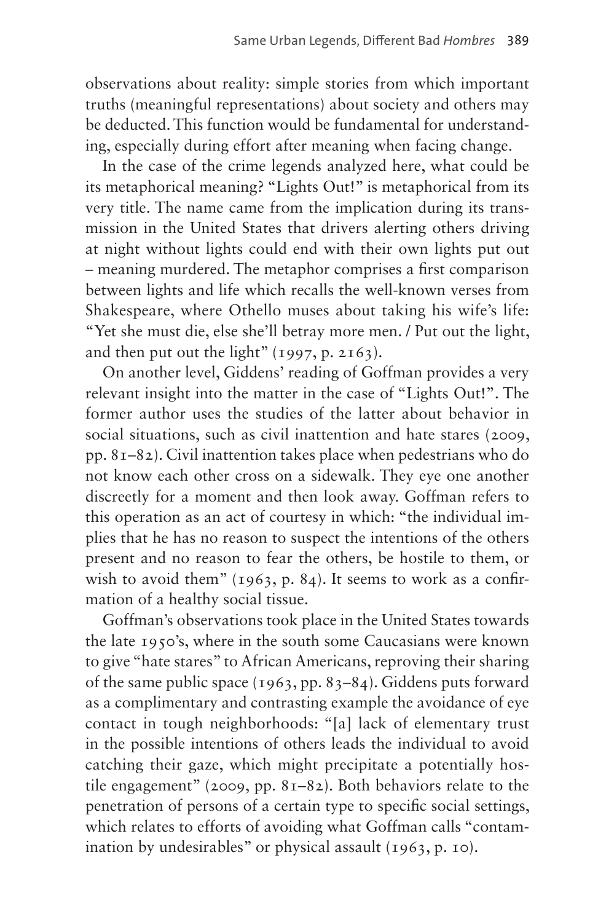observations about reality: simple stories from which important truths (meaningful representations) about society and others may be deducted. This function would be fundamental for understanding, especially during effort after meaning when facing change.

In the case of the crime legends analyzed here, what could be its metaphorical meaning? "Lights Out!" is metaphorical from its very title. The name came from the implication during its transmission in the United States that drivers alerting others driving at night without lights could end with their own lights put out – meaning murdered. The metaphor comprises a first comparison between lights and life which recalls the well-known verses from Shakespeare, where Othello muses about taking his wife's life: "Yet she must die, else she'll betray more men. / Put out the light, and then put out the light" (1997, p. 2163).

On another level, Giddens' reading of Goffman provides a very relevant insight into the matter in the case of "Lights Out!". The former author uses the studies of the latter about behavior in social situations, such as civil inattention and hate stares (2009, pp. 81–82). Civil inattention takes place when pedestrians who do not know each other cross on a sidewalk. They eye one another discreetly for a moment and then look away. Goffman refers to this operation as an act of courtesy in which: "the individual implies that he has no reason to suspect the intentions of the others present and no reason to fear the others, be hostile to them, or wish to avoid them" (1963, p. 84). It seems to work as a confirmation of a healthy social tissue.

Goffman's observations took place in the United States towards the late 1950's, where in the south some Caucasians were known to give "hate stares" to African Americans, reproving their sharing of the same public space (1963, pp. 83–84). Giddens puts forward as a complimentary and contrasting example the avoidance of eye contact in tough neighborhoods: "[a] lack of elementary trust in the possible intentions of others leads the individual to avoid catching their gaze, which might precipitate a potentially hostile engagement" (2009, pp. 81–82). Both behaviors relate to the penetration of persons of a certain type to specific social settings, which relates to efforts of avoiding what Goffman calls "contamination by undesirables" or physical assault (1963, p. 10).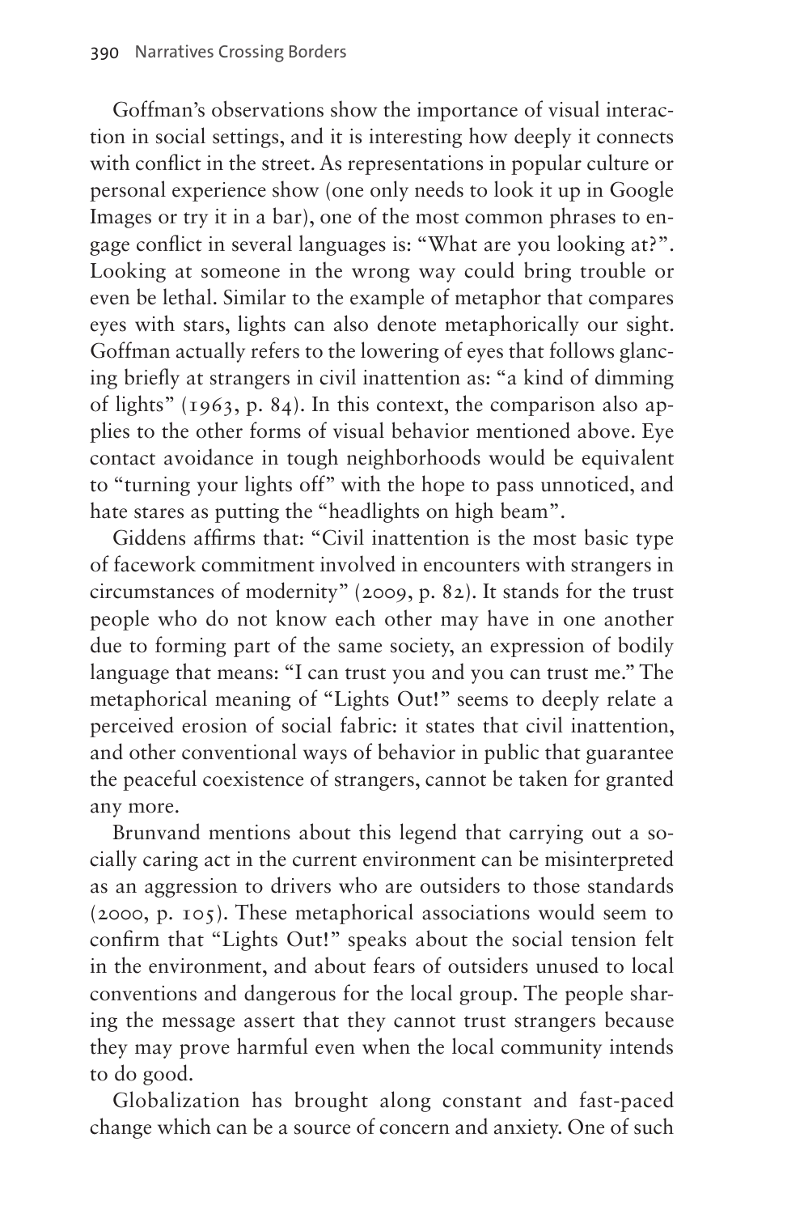Goffman's observations show the importance of visual interaction in social settings, and it is interesting how deeply it connects with conflict in the street. As representations in popular culture or personal experience show (one only needs to look it up in Google Images or try it in a bar), one of the most common phrases to engage conflict in several languages is: "What are you looking at?". Looking at someone in the wrong way could bring trouble or even be lethal. Similar to the example of metaphor that compares eyes with stars, lights can also denote metaphorically our sight. Goffman actually refers to the lowering of eyes that follows glancing briefly at strangers in civil inattention as: "a kind of dimming of lights" (1963, p. 84). In this context, the comparison also applies to the other forms of visual behavior mentioned above. Eye contact avoidance in tough neighborhoods would be equivalent to "turning your lights off" with the hope to pass unnoticed, and hate stares as putting the "headlights on high beam".

Giddens affirms that: "Civil inattention is the most basic type of facework commitment involved in encounters with strangers in circumstances of modernity" (2009, p. 82). It stands for the trust people who do not know each other may have in one another due to forming part of the same society, an expression of bodily language that means: "I can trust you and you can trust me." The metaphorical meaning of "Lights Out!" seems to deeply relate a perceived erosion of social fabric: it states that civil inattention, and other conventional ways of behavior in public that guarantee the peaceful coexistence of strangers, cannot be taken for granted any more.

Brunvand mentions about this legend that carrying out a socially caring act in the current environment can be misinterpreted as an aggression to drivers who are outsiders to those standards (2000, p. 105). These metaphorical associations would seem to confirm that "Lights Out!" speaks about the social tension felt in the environment, and about fears of outsiders unused to local conventions and dangerous for the local group. The people sharing the message assert that they cannot trust strangers because they may prove harmful even when the local community intends to do good.

Globalization has brought along constant and fast-paced change which can be a source of concern and anxiety. One of such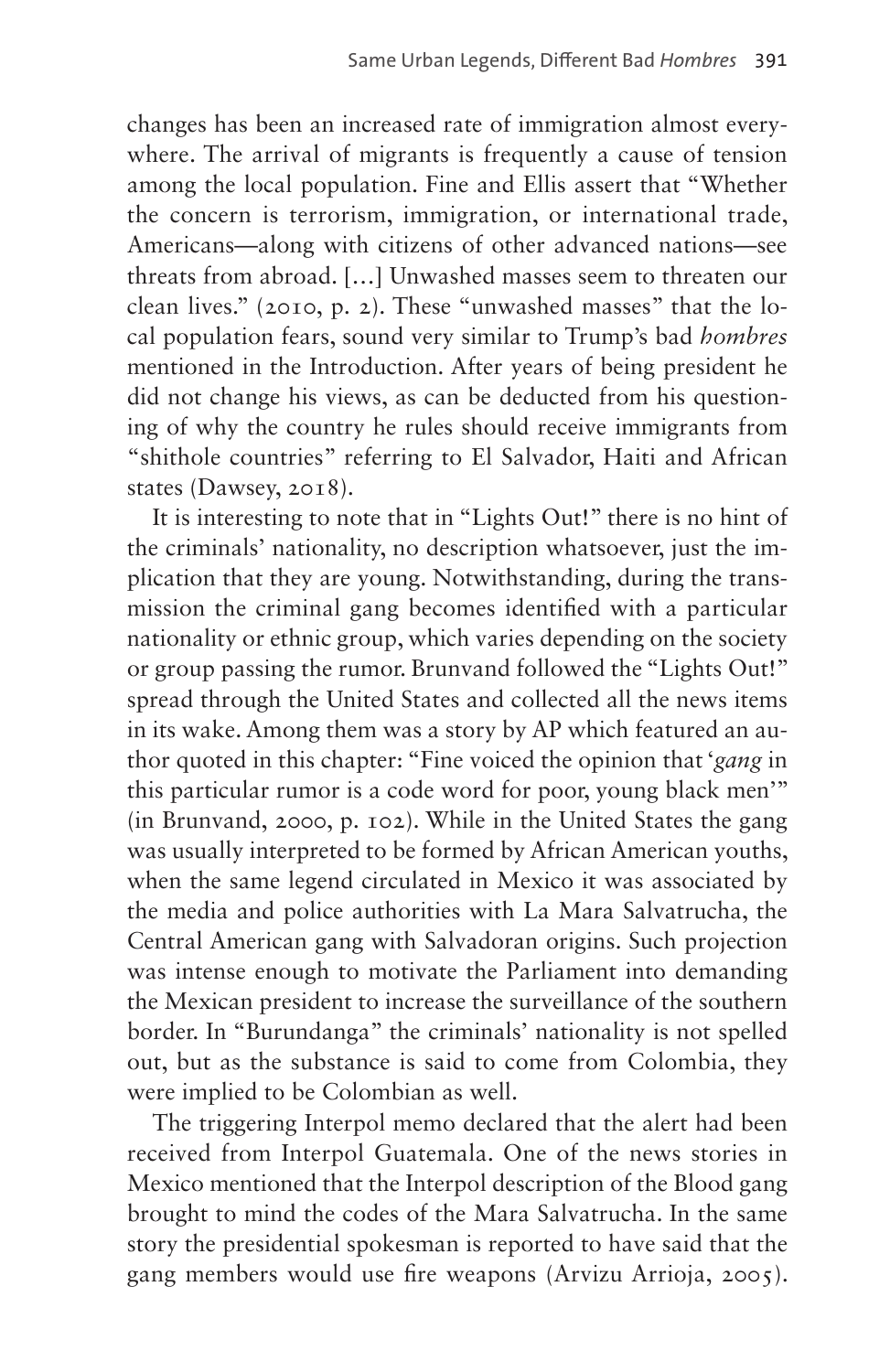changes has been an increased rate of immigration almost everywhere. The arrival of migrants is frequently a cause of tension among the local population. Fine and Ellis assert that "Whether the concern is terrorism, immigration, or international trade, Americans—along with citizens of other advanced nations—see threats from abroad. [...] Unwashed masses seem to threaten our clean lives." (2010, p. 2). These "unwashed masses" that the local population fears, sound very similar to Trump's bad *hombres* mentioned in the Introduction. After years of being president he did not change his views, as can be deducted from his questioning of why the country he rules should receive immigrants from "shithole countries" referring to El Salvador, Haiti and African states (Dawsey, 2018).

It is interesting to note that in "Lights Out!" there is no hint of the criminals' nationality, no description whatsoever, just the implication that they are young. Notwithstanding, during the transmission the criminal gang becomes identified with a particular nationality or ethnic group, which varies depending on the society or group passing the rumor. Brunvand followed the "Lights Out!" spread through the United States and collected all the news items in its wake. Among them was a story by AP which featured an author quoted in this chapter: "Fine voiced the opinion that '*gang* in this particular rumor is a code word for poor, young black men'" (in Brunvand, 2000, p. 102). While in the United States the gang was usually interpreted to be formed by African American youths, when the same legend circulated in Mexico it was associated by the media and police authorities with La Mara Salvatrucha, the Central American gang with Salvadoran origins. Such projection was intense enough to motivate the Parliament into demanding the Mexican president to increase the surveillance of the southern border. In "Burundanga" the criminals' nationality is not spelled out, but as the substance is said to come from Colombia, they were implied to be Colombian as well.

The triggering Interpol memo declared that the alert had been received from Interpol Guatemala. One of the news stories in Mexico mentioned that the Interpol description of the Blood gang brought to mind the codes of the Mara Salvatrucha. In the same story the presidential spokesman is reported to have said that the gang members would use fire weapons (Arvizu Arrioja, 2005).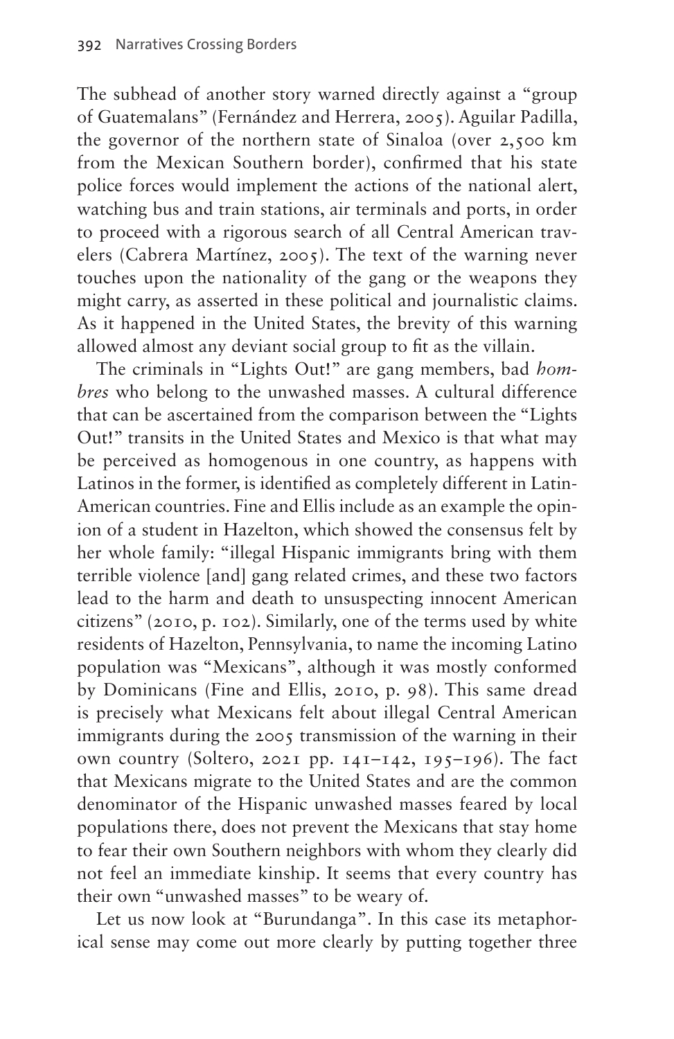The subhead of another story warned directly against a "group of Guatemalans" (Fernández and Herrera, 2005). Aguilar Padilla, the governor of the northern state of Sinaloa (over 2,500 km from the Mexican Southern border), confirmed that his state police forces would implement the actions of the national alert, watching bus and train stations, air terminals and ports, in order to proceed with a rigorous search of all Central American travelers (Cabrera Martínez, 2005). The text of the warning never touches upon the nationality of the gang or the weapons they might carry, as asserted in these political and journalistic claims. As it happened in the United States, the brevity of this warning allowed almost any deviant social group to fit as the villain.

The criminals in "Lights Out!" are gang members, bad *hombres* who belong to the unwashed masses. A cultural difference that can be ascertained from the comparison between the "Lights Out!" transits in the United States and Mexico is that what may be perceived as homogenous in one country, as happens with Latinos in the former, is identified as completely different in Latin-American countries. Fine and Ellis include as an example the opinion of a student in Hazelton, which showed the consensus felt by her whole family: "illegal Hispanic immigrants bring with them terrible violence [and] gang related crimes, and these two factors lead to the harm and death to unsuspecting innocent American citizens" (2010, p. 102). Similarly, one of the terms used by white residents of Hazelton, Pennsylvania, to name the incoming Latino population was "Mexicans", although it was mostly conformed by Dominicans (Fine and Ellis, 2010, p. 98). This same dread is precisely what Mexicans felt about illegal Central American immigrants during the 2005 transmission of the warning in their own country (Soltero, 2021 pp. 141–142, 195–196). The fact that Mexicans migrate to the United States and are the common denominator of the Hispanic unwashed masses feared by local populations there, does not prevent the Mexicans that stay home to fear their own Southern neighbors with whom they clearly did not feel an immediate kinship. It seems that every country has their own "unwashed masses" to be weary of.

Let us now look at "Burundanga". In this case its metaphorical sense may come out more clearly by putting together three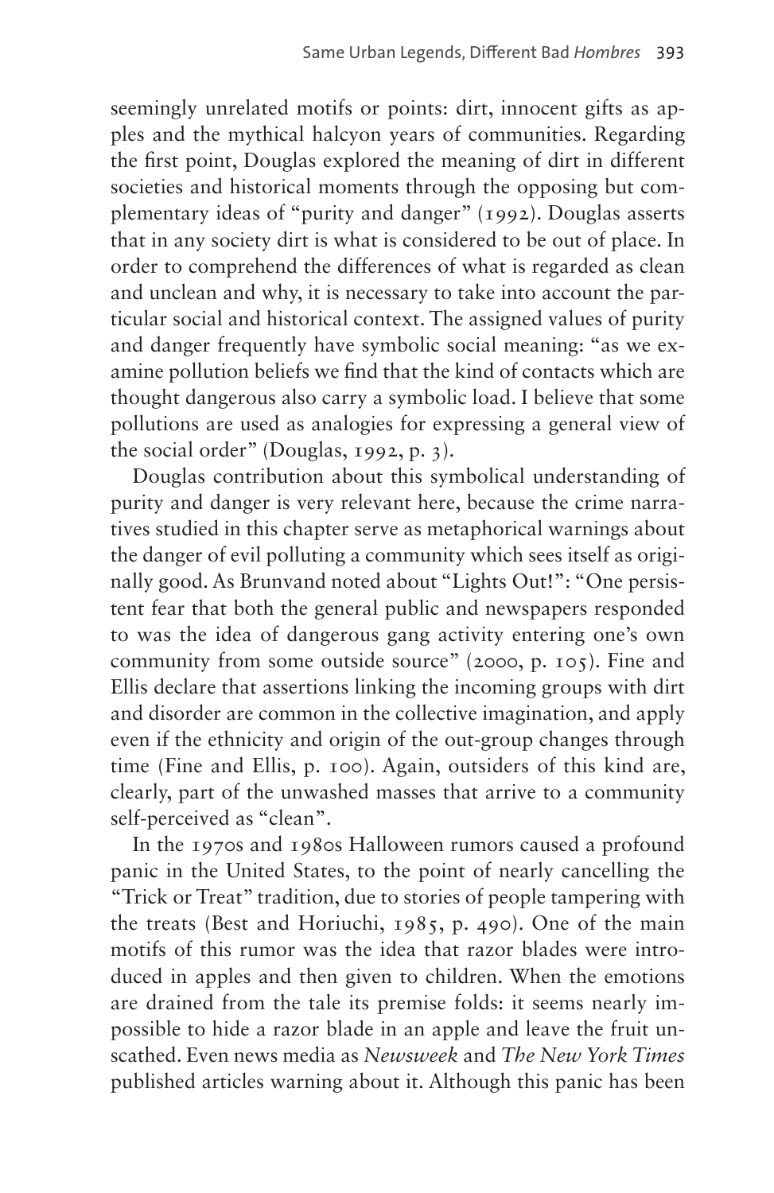seemingly unrelated motifs or points: dirt, innocent gifts as apples and the mythical halcyon years of communities. Regarding the first point, Douglas explored the meaning of dirt in different societies and historical moments through the opposing but complementary ideas of "purity and danger" (1992). Douglas asserts that in any society dirt is what is considered to be out of place. In order to comprehend the differences of what is regarded as clean and unclean and why, it is necessary to take into account the particular social and historical context. The assigned values of purity and danger frequently have symbolic social meaning: "as we examine pollution beliefs we find that the kind of contacts which are thought dangerous also carry a symbolic load. I believe that some pollutions are used as analogies for expressing a general view of the social order" (Douglas, 1992, p. 3).

Douglas contribution about this symbolical understanding of purity and danger is very relevant here, because the crime narratives studied in this chapter serve as metaphorical warnings about the danger of evil polluting a community which sees itself as originally good. As Brunvand noted about "Lights Out!": "One persistent fear that both the general public and newspapers responded to was the idea of dangerous gang activity entering one's own community from some outside source" (2000, p. 105). Fine and Ellis declare that assertions linking the incoming groups with dirt and disorder are common in the collective imagination, and apply even if the ethnicity and origin of the out-group changes through time (Fine and Ellis, p. 100). Again, outsiders of this kind are, clearly, part of the unwashed masses that arrive to a community self-perceived as "clean".

In the 1970s and 1980s Halloween rumors caused a profound panic in the United States, to the point of nearly cancelling the "Trick or Treat" tradition, due to stories of people tampering with the treats (Best and Horiuchi, 1985, p. 490). One of the main motifs of this rumor was the idea that razor blades were introduced in apples and then given to children. When the emotions are drained from the tale its premise folds: it seems nearly impossible to hide a razor blade in an apple and leave the fruit unscathed. Even news media as *Newsweek* and *The New York Times* published articles warning about it. Although this panic has been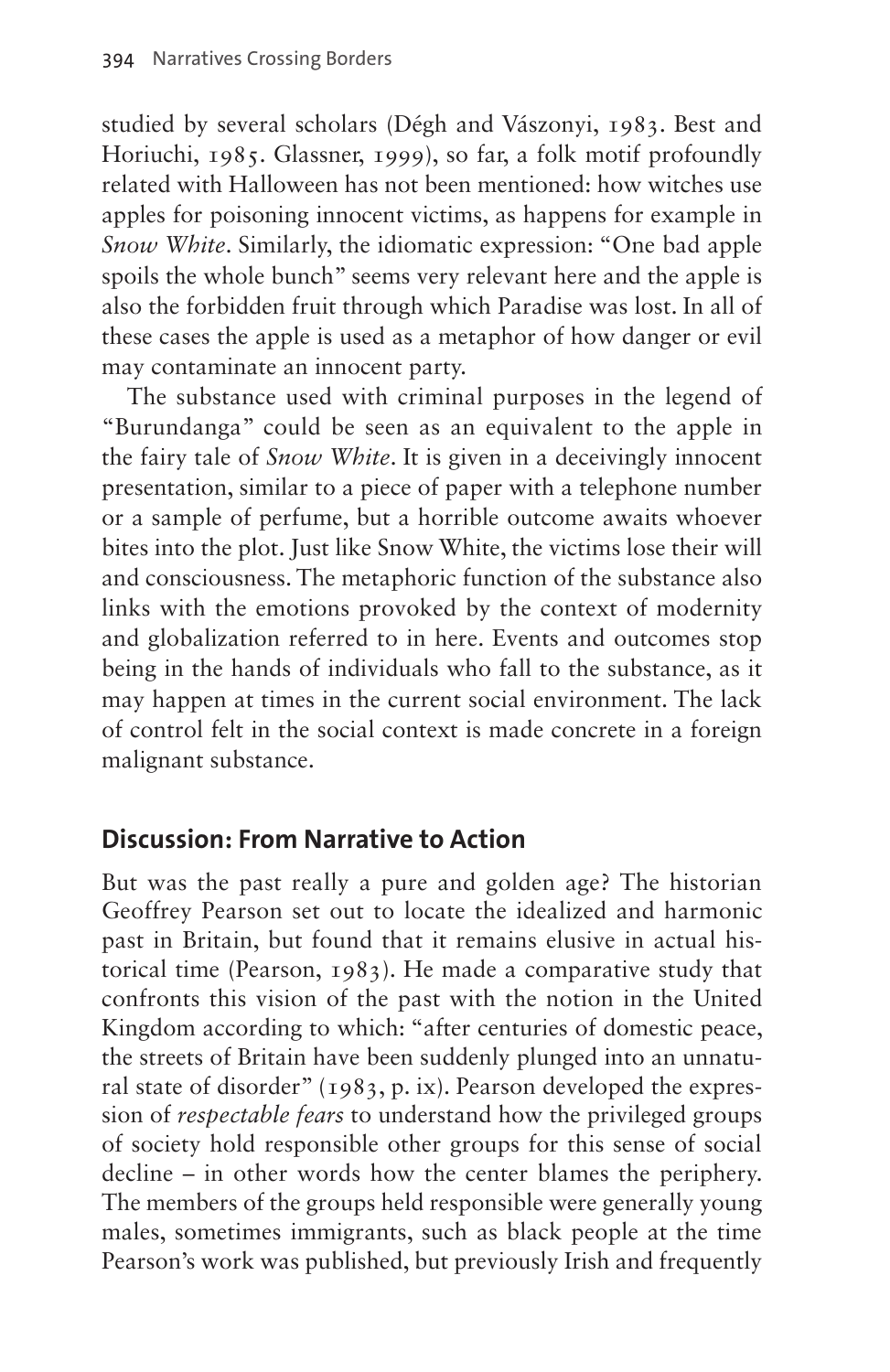studied by several scholars (Dégh and Vászonyi, 1983. Best and Horiuchi, 1985. Glassner, 1999), so far, a folk motif profoundly related with Halloween has not been mentioned: how witches use apples for poisoning innocent victims, as happens for example in *Snow White*. Similarly, the idiomatic expression: "One bad apple spoils the whole bunch" seems very relevant here and the apple is also the forbidden fruit through which Paradise was lost. In all of these cases the apple is used as a metaphor of how danger or evil may contaminate an innocent party.

The substance used with criminal purposes in the legend of "Burundanga" could be seen as an equivalent to the apple in the fairy tale of *Snow White*. It is given in a deceivingly innocent presentation, similar to a piece of paper with a telephone number or a sample of perfume, but a horrible outcome awaits whoever bites into the plot. Just like Snow White, the victims lose their will and consciousness. The metaphoric function of the substance also links with the emotions provoked by the context of modernity and globalization referred to in here. Events and outcomes stop being in the hands of individuals who fall to the substance, as it may happen at times in the current social environment. The lack of control felt in the social context is made concrete in a foreign malignant substance.

## Discussion: From Narrative to Action

But was the past really a pure and golden age? The historian Geoffrey Pearson set out to locate the idealized and harmonic past in Britain, but found that it remains elusive in actual historical time (Pearson, 1983). He made a comparative study that confronts this vision of the past with the notion in the United Kingdom according to which: "after centuries of domestic peace, the streets of Britain have been suddenly plunged into an unnatural state of disorder" (1983, p. ix). Pearson developed the expression of *respectable fears* to understand how the privileged groups of society hold responsible other groups for this sense of social decline – in other words how the center blames the periphery. The members of the groups held responsible were generally young males, sometimes immigrants, such as black people at the time Pearson's work was published, but previously Irish and frequently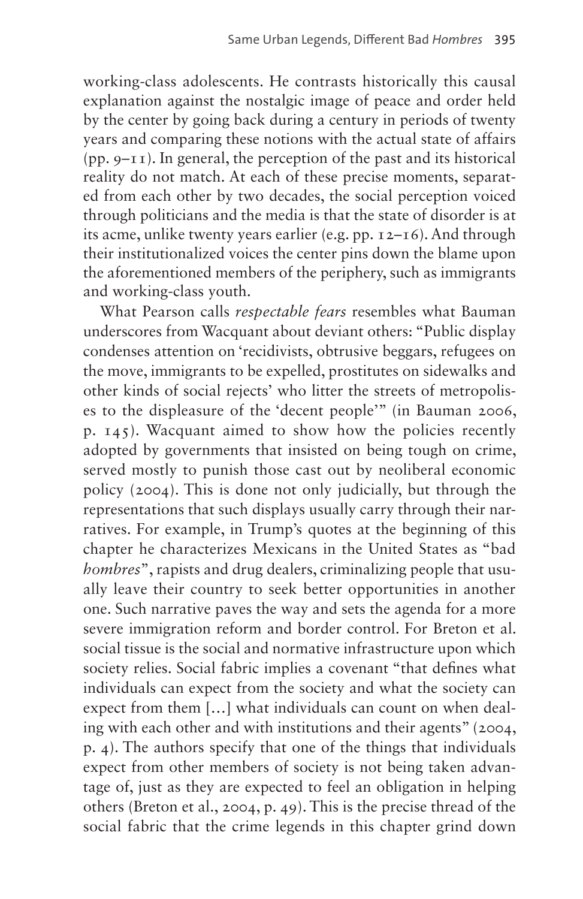working-class adolescents. He contrasts historically this causal explanation against the nostalgic image of peace and order held by the center by going back during a century in periods of twenty years and comparing these notions with the actual state of affairs (pp. 9–11). In general, the perception of the past and its historical reality do not match. At each of these precise moments, separated from each other by two decades, the social perception voiced through politicians and the media is that the state of disorder is at its acme, unlike twenty years earlier (e.g. pp. 12–16). And through their institutionalized voices the center pins down the blame upon the aforementioned members of the periphery, such as immigrants and working-class youth.

What Pearson calls *respectable fears* resembles what Bauman underscores from Wacquant about deviant others: "Public display condenses attention on 'recidivists, obtrusive beggars, refugees on the move, immigrants to be expelled, prostitutes on sidewalks and other kinds of social rejects' who litter the streets of metropolises to the displeasure of the 'decent people'" (in Bauman 2006, p. 145). Wacquant aimed to show how the policies recently adopted by governments that insisted on being tough on crime, served mostly to punish those cast out by neoliberal economic policy (2004). This is done not only judicially, but through the representations that such displays usually carry through their narratives. For example, in Trump's quotes at the beginning of this chapter he characterizes Mexicans in the United States as "bad *hombres*", rapists and drug dealers, criminalizing people that usually leave their country to seek better opportunities in another one. Such narrative paves the way and sets the agenda for a more severe immigration reform and border control. For Breton et al. social tissue is the social and normative infrastructure upon which society relies. Social fabric implies a covenant "that defines what individuals can expect from the society and what the society can expect from them […] what individuals can count on when dealing with each other and with institutions and their agents" (2004, p. 4). The authors specify that one of the things that individuals expect from other members of society is not being taken advantage of, just as they are expected to feel an obligation in helping others (Breton et al., 2004, p. 49). This is the precise thread of the social fabric that the crime legends in this chapter grind down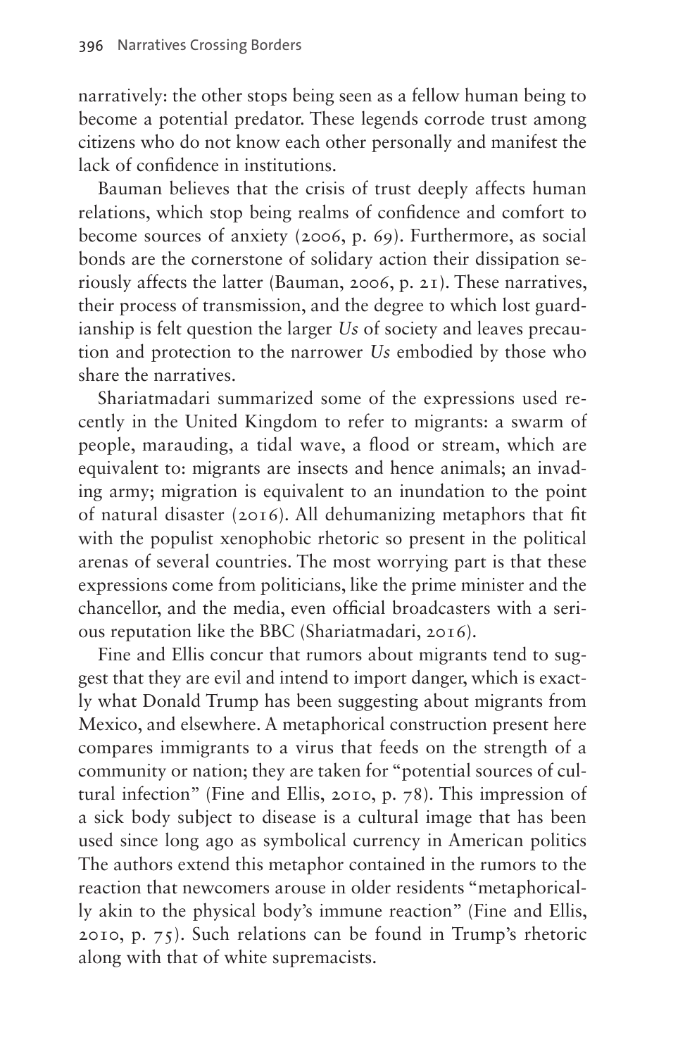narratively: the other stops being seen as a fellow human being to become a potential predator. These legends corrode trust among citizens who do not know each other personally and manifest the lack of confidence in institutions.

Bauman believes that the crisis of trust deeply affects human relations, which stop being realms of confidence and comfort to become sources of anxiety (2006, p. 69). Furthermore, as social bonds are the cornerstone of solidary action their dissipation seriously affects the latter (Bauman, 2006, p. 21). These narratives, their process of transmission, and the degree to which lost guardianship is felt question the larger *Us* of society and leaves precaution and protection to the narrower *Us* embodied by those who share the narratives.

Shariatmadari summarized some of the expressions used recently in the United Kingdom to refer to migrants: a swarm of people, marauding, a tidal wave, a flood or stream, which are equivalent to: migrants are insects and hence animals; an invading army; migration is equivalent to an inundation to the point of natural disaster (2016). All dehumanizing metaphors that fit with the populist xenophobic rhetoric so present in the political arenas of several countries. The most worrying part is that these expressions come from politicians, like the prime minister and the chancellor, and the media, even official broadcasters with a serious reputation like the BBC (Shariatmadari, 2016).

Fine and Ellis concur that rumors about migrants tend to suggest that they are evil and intend to import danger, which is exactly what Donald Trump has been suggesting about migrants from Mexico, and elsewhere. A metaphorical construction present here compares immigrants to a virus that feeds on the strength of a community or nation; they are taken for "potential sources of cultural infection" (Fine and Ellis, 2010, p. 78). This impression of a sick body subject to disease is a cultural image that has been used since long ago as symbolical currency in American politics The authors extend this metaphor contained in the rumors to the reaction that newcomers arouse in older residents "metaphorically akin to the physical body's immune reaction" (Fine and Ellis, 2010, p. 75). Such relations can be found in Trump's rhetoric along with that of white supremacists.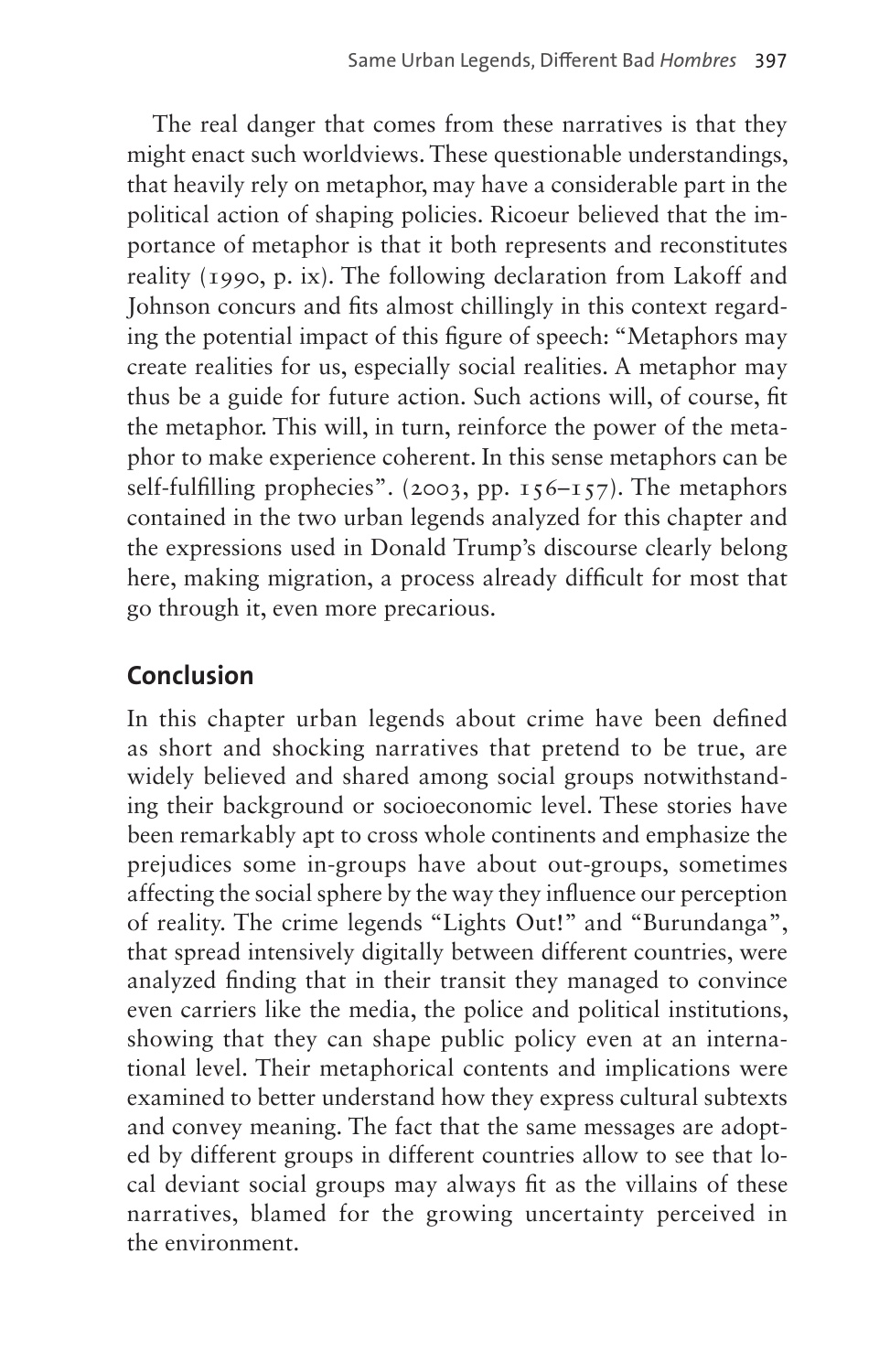The real danger that comes from these narratives is that they might enact such worldviews. These questionable understandings, that heavily rely on metaphor, may have a considerable part in the political action of shaping policies. Ricoeur believed that the importance of metaphor is that it both represents and reconstitutes reality (1990, p. ix). The following declaration from Lakoff and Johnson concurs and fits almost chillingly in this context regarding the potential impact of this figure of speech: "Metaphors may create realities for us, especially social realities. A metaphor may thus be a guide for future action. Such actions will, of course, fit the metaphor. This will, in turn, reinforce the power of the metaphor to make experience coherent. In this sense metaphors can be self-fulfilling prophecies". (2003, pp. 156–157). The metaphors contained in the two urban legends analyzed for this chapter and the expressions used in Donald Trump's discourse clearly belong here, making migration, a process already difficult for most that go through it, even more precarious.

## Conclusion

In this chapter urban legends about crime have been defined as short and shocking narratives that pretend to be true, are widely believed and shared among social groups notwithstanding their background or socioeconomic level. These stories have been remarkably apt to cross whole continents and emphasize the prejudices some in-groups have about out-groups, sometimes affecting the social sphere by the way they influence our perception of reality. The crime legends "Lights Out!" and "Burundanga", that spread intensively digitally between different countries, were analyzed finding that in their transit they managed to convince even carriers like the media, the police and political institutions, showing that they can shape public policy even at an international level. Their metaphorical contents and implications were examined to better understand how they express cultural subtexts and convey meaning. The fact that the same messages are adopted by different groups in different countries allow to see that local deviant social groups may always fit as the villains of these narratives, blamed for the growing uncertainty perceived in the environment.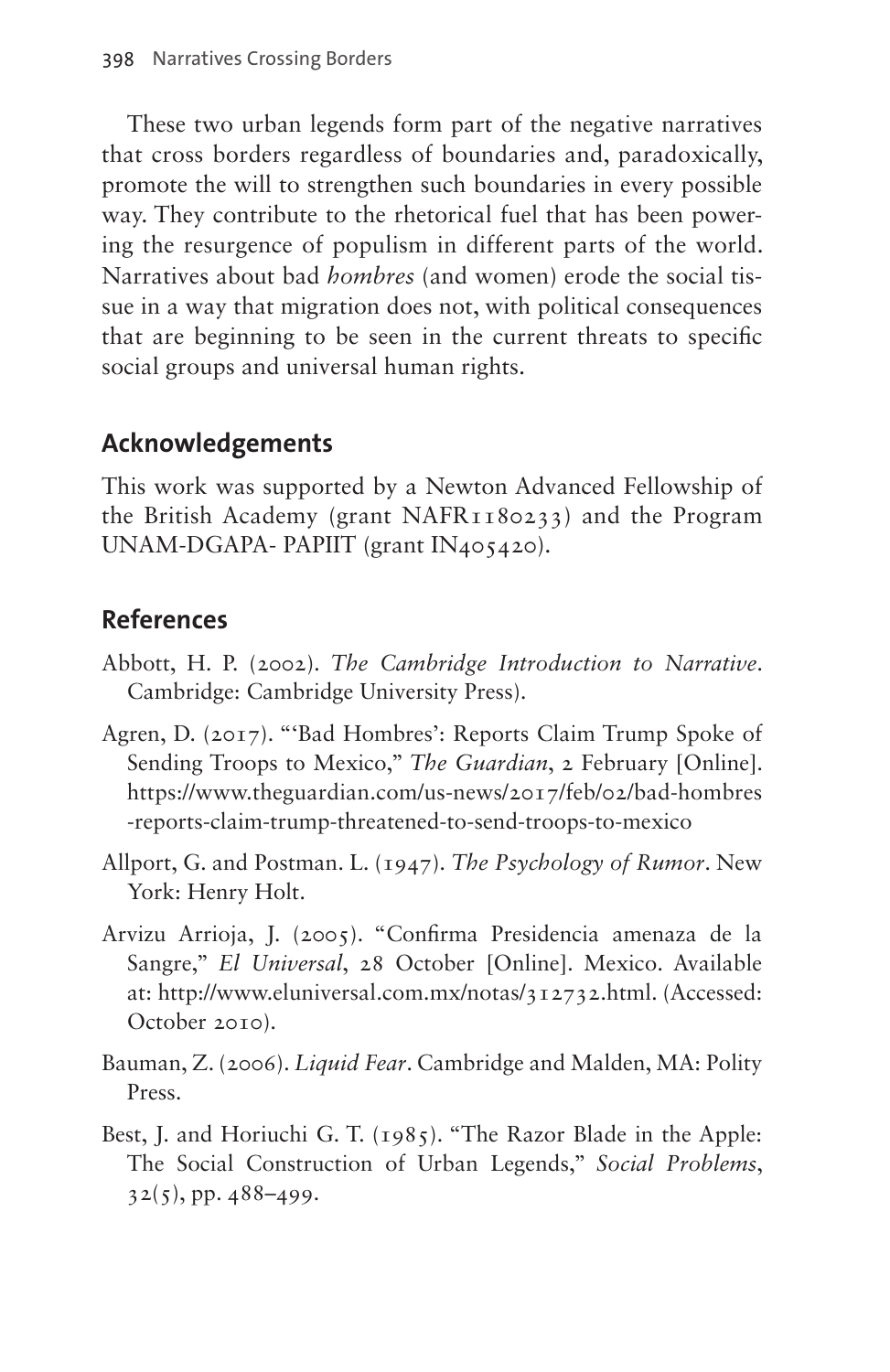These two urban legends form part of the negative narratives that cross borders regardless of boundaries and, paradoxically, promote the will to strengthen such boundaries in every possible way. They contribute to the rhetorical fuel that has been powering the resurgence of populism in different parts of the world. Narratives about bad *hombres* (and women) erode the social tissue in a way that migration does not, with political consequences that are beginning to be seen in the current threats to specific social groups and universal human rights.

## Acknowledgements

This work was supported by a Newton Advanced Fellowship of the British Academy (grant NAFR1180233) and the Program UNAM-DGAPA- PAPIIT (grant IN405420).

## References

Abbott, H. P. (2002). *The Cambridge Introduction to Narrative*. Cambridge: Cambridge University Press).

Agren, D. (2017). "'Bad Hombres': Reports Claim Trump Spoke of Sending Troops to Mexico," *The Guardian*, 2 February [Online]. https://www.theguardian.com/us-news/2017/feb/02/bad-hombres-reports-claim-trump-threatened-to-send-troops-to-mexico

Allport, G. and Postman. L. (1947). *The Psychology of Rumor*. New York: Henry Holt.

Arvizu Arrioja, J. (2005). "Confirma Presidencia amenaza de la Sangre," *El Universal*, 28 October [Online]. Mexico. Available at: http://www.eluniversal.com.mx/notas/312732.html. (Accessed: October 2010).

Bauman, Z. (2006). *Liquid Fear*. Cambridge and Malden, MA: Polity Press.

Best, J. and Horiuchi G. T. (1985). "The Razor Blade in the Apple: The Social Construction of Urban Legends," *Social Problems*, 32(5), pp. 488–499.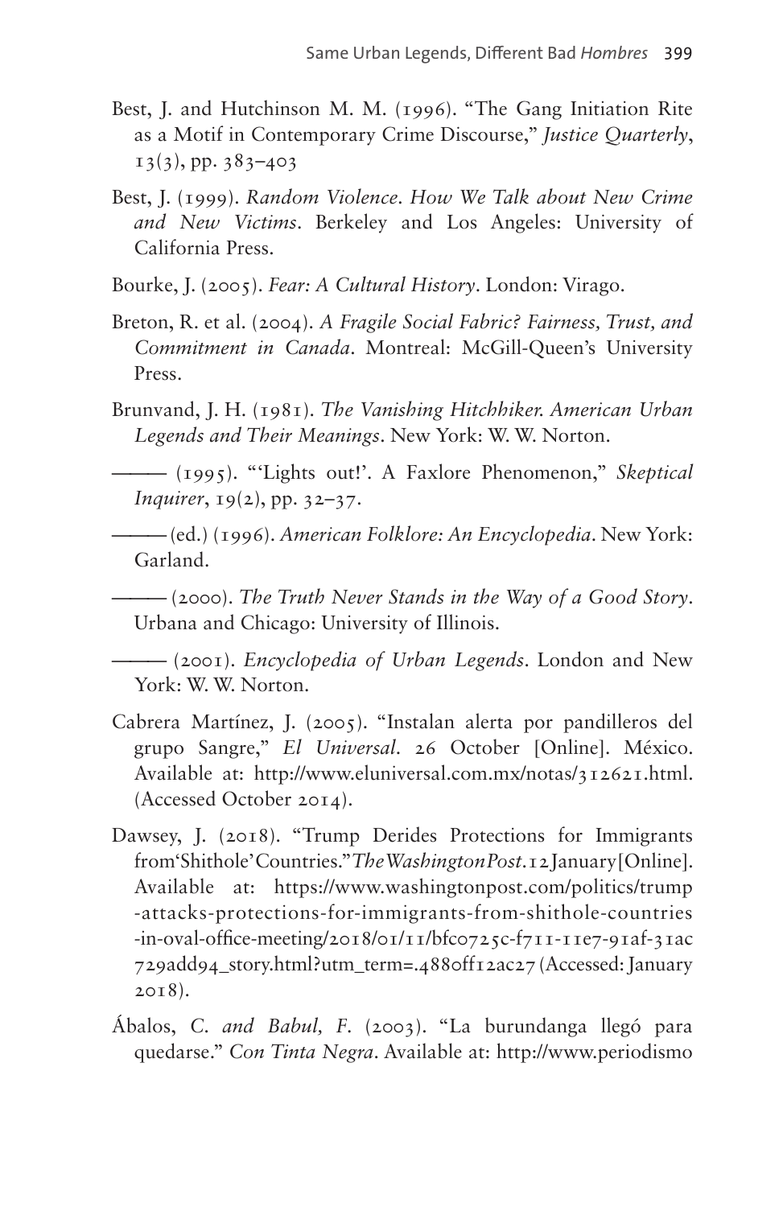Best, J. and Hutchinson M. M. (1996). "The Gang Initiation Rite as a Motif in Contemporary Crime Discourse," *Justice Quarterly*, 13(3), pp. 383–403

Best, J. (1999). *Random Violence. How We Talk about New Crime and New Victims*. Berkeley and Los Angeles: University of California Press.

Bourke, J. (2005). *Fear: A Cultural History*. London: Virago.

Breton, R. et al. (2004). *A Fragile Social Fabric? Fairness, Trust, and Commitment in Canada*. Montreal: McGill-Queen's University Press.

Brunvand, J. H. (1981). *The Vanishing Hitchhiker. American Urban Legends and Their Meanings*. New York: W. W. Norton.

——— (1995). "'Lights out!'. A Faxlore Phenomenon," *Skeptical Inquirer*, 19(2), pp. 32–37.

——— (ed.) (1996). *American Folklore: An Encyclopedia*. New York: Garland.

——— (2000). *The Truth Never Stands in the Way of a Good Story*. Urbana and Chicago: University of Illinois.

——— (2001). *Encyclopedia of Urban Legends*. London and New York: W. W. Norton.

Cabrera Martínez, J. (2005). "Instalan alerta por pandilleros del grupo Sangre," *El Universal*. 26 October [Online]. México. Available at: http://www.eluniversal.com.mx/notas/312621.html. (Accessed October 2014).

Dawsey, J. (2018). "Trump Derides Protections for Immigrants from'Shithole'Countries."*The Washington Post*.12 January [Online]. Available at: https://www.washingtonpost.com/politics/trump-attacks-protections-for-immigrants-from-shithole-countries-in-oval-office-meeting/2018/01/11/bfc0725c-f711-11e7-91af-31ac729add94_story.html?utm_term=.4880ff12ac27 (Accessed: January 2018).

Ábalos, *C. and Babul, F*. (2003). "La burundanga llegó para quedarse." *Con Tinta Negra*. Available at: http://www.periodismo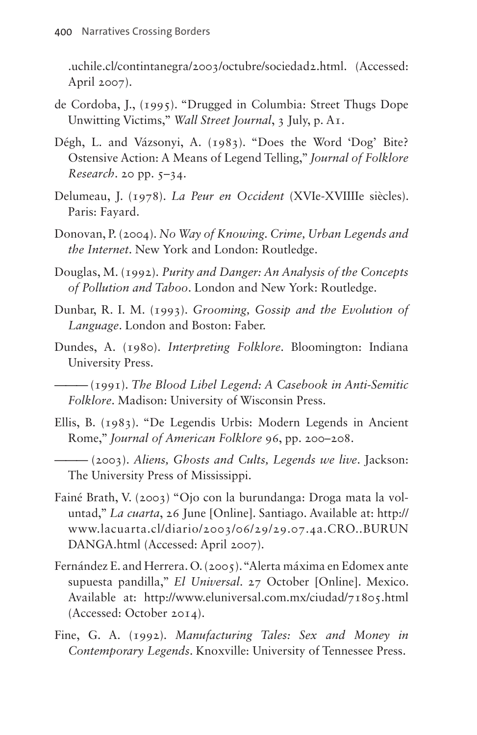.uchile.cl/contintanegra/2003/octubre/sociedad2.html. (Accessed: April 2007).

de Cordoba, J., (1995). "Drugged in Columbia: Street Thugs Dope Unwitting Victims," *Wall Street Journal*, 3 July, p. A1.

Dégh, L. and Vázsonyi, A. (1983). "Does the Word 'Dog' Bite? Ostensive Action: A Means of Legend Telling," *Journal of Folklore Research*. 20 pp. 5–34.

Delumeau, J. (1978). *La Peur en Occident* (XVIe-XVIIIIe siècles). Paris: Fayard.

Donovan, P. (2004). *No Way of Knowing. Crime, Urban Legends and the Internet*. New York and London: Routledge.

Douglas, M. (1992). *Purity and Danger: An Analysis of the Concepts of Pollution and Taboo*. London and New York: Routledge.

Dunbar, R. I. M. (1993). *Grooming, Gossip and the Evolution of Language*. London and Boston: Faber.

Dundes, A. (1980). *Interpreting Folklore*. Bloomington: Indiana University Press.

——— (1991). *The Blood Libel Legend: A Casebook in Anti-Semitic Folklore*. Madison: University of Wisconsin Press.

Ellis, B. (1983). "De Legendis Urbis: Modern Legends in Ancient Rome," *Journal of American Folklore* 96, pp. 200–208.

——— (2003). *Aliens, Ghosts and Cults, Legends we live*. Jackson: The University Press of Mississippi.

Fainé Brath, V. (2003) "Ojo con la burundanga: Droga mata la voluntad," *La cuarta*, 26 June [Online]. Santiago. Available at: http://www.lacuarta.cl/diario/2003/06/29/29.07.4a.CRO..BURUNDANGA.html (Accessed: April 2007).

Fernández E. and Herrera. O. (2005). "Alerta máxima en Edomex ante supuesta pandilla," *El Universal*. 27 October [Online]. Mexico. Available at: http://www.eluniversal.com.mx/ciudad/71805.html (Accessed: October 2014).

Fine, G. A. (1992). *Manufacturing Tales: Sex and Money in Contemporary Legends*. Knoxville: University of Tennessee Press.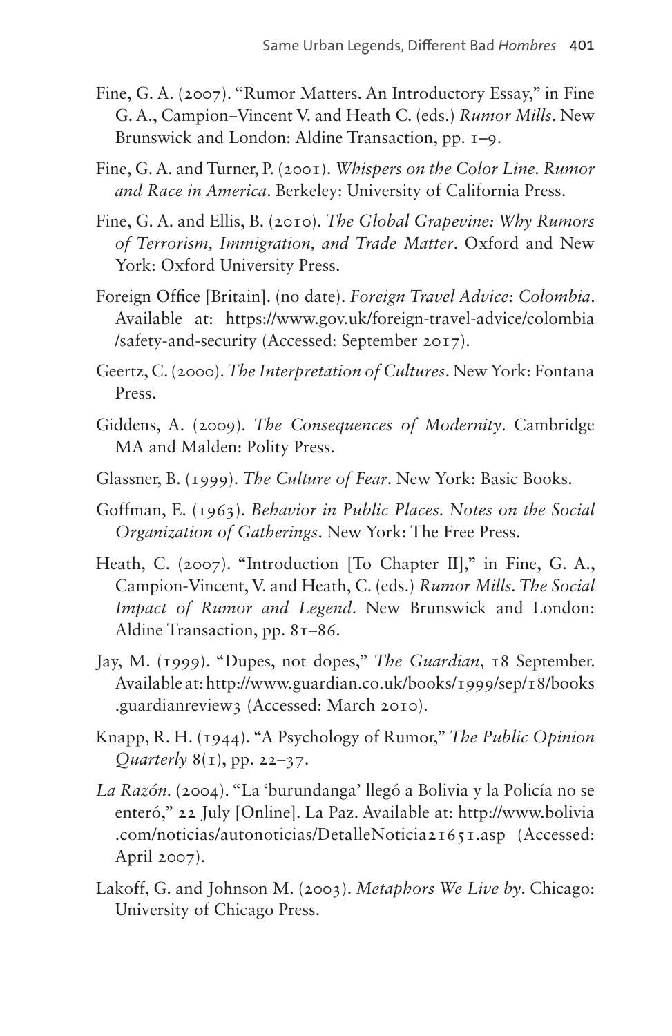Fine, G. A. (2007). "Rumor Matters. An Introductory Essay," in Fine G. A., Campion–Vincent V. and Heath C. (eds.) *Rumor Mills*. New Brunswick and London: Aldine Transaction, pp. 1–9.

Fine, G. A. and Turner, P. (2001). *Whispers on the Color Line. Rumor and Race in America*. Berkeley: University of California Press.

Fine, G. A. and Ellis, B. (2010). *The Global Grapevine: Why Rumors of Terrorism, Immigration, and Trade Matter*. Oxford and New York: Oxford University Press.

Foreign Office [Britain]. (no date). *Foreign Travel Advice: Colombia*. Available at: https://www.gov.uk/foreign-travel-advice/colombia/safety-and-security (Accessed: September 2017).

Geertz, C. (2000). *The Interpretation of Cultures*. New York: Fontana Press.

Giddens, A. (2009). *The Consequences of Modernity*. Cambridge MA and Malden: Polity Press.

Glassner, B. (1999). *The Culture of Fear*. New York: Basic Books.

Goffman, E. (1963). *Behavior in Public Places. Notes on the Social Organization of Gatherings*. New York: The Free Press.

Heath, C. (2007). "Introduction [To Chapter II]," in Fine, G. A., Campion-Vincent, V. and Heath, C. (eds.) *Rumor Mills. The Social Impact of Rumor and Legend*. New Brunswick and London: Aldine Transaction, pp. 81–86.

Jay, M. (1999). "Dupes, not dopes," *The Guardian*, 18 September. Available at: http://www.guardian.co.uk/books/1999/sep/18/books.guardianreview3 (Accessed: March 2010).

Knapp, R. H. (1944). "A Psychology of Rumor," *The Public Opinion Quarterly* 8(1), pp. 22–37.

*La Razón*. (2004). "La 'burundanga' llegó a Bolivia y la Policía no se enteró," 22 July [Online]. La Paz. Available at: http://www.bolivia.com/noticias/autonoticias/DetalleNoticia21651.asp (Accessed: April 2007).

Lakoff, G. and Johnson M. (2003). *Metaphors We Live by*. Chicago: University of Chicago Press.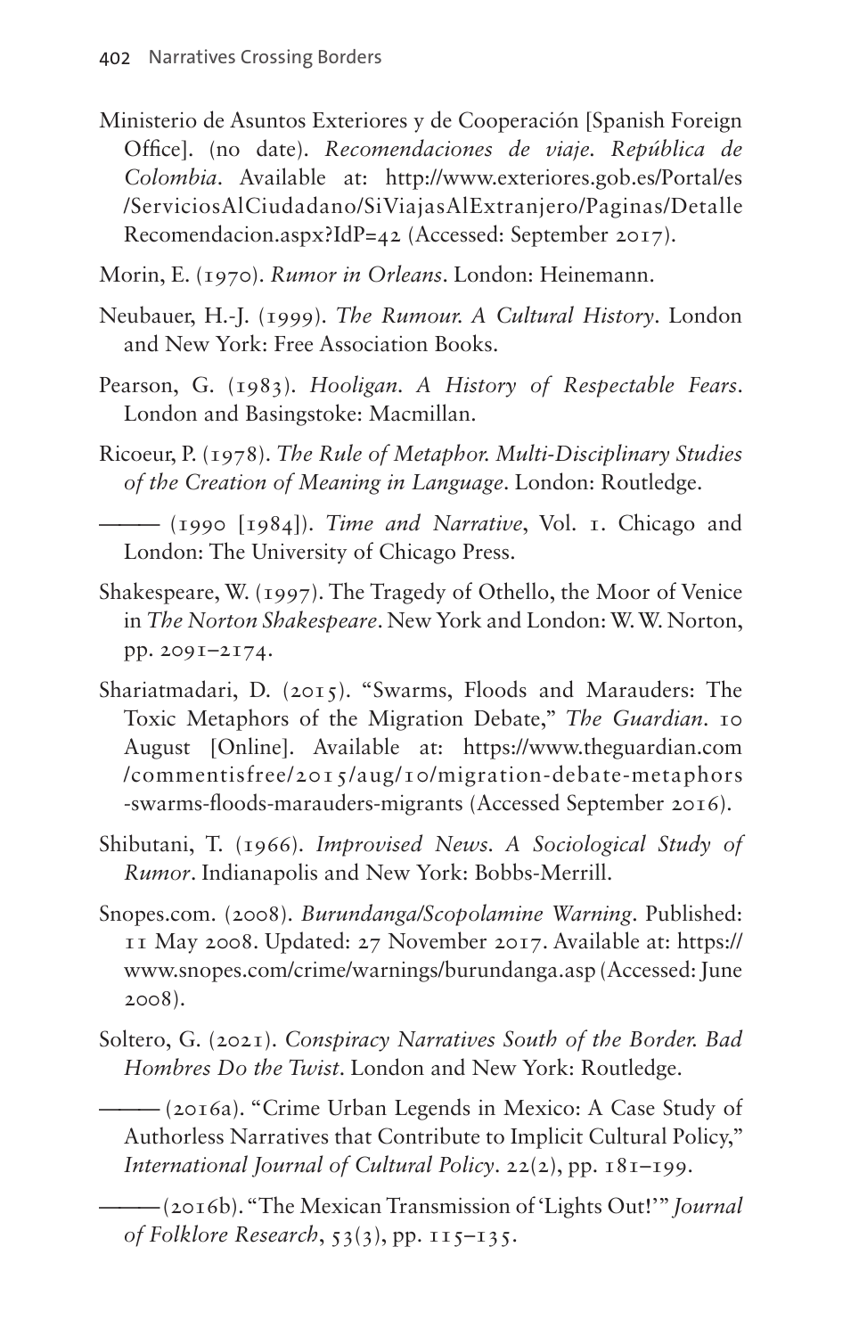Ministerio de Asuntos Exteriores y de Cooperación [Spanish Foreign Office]. (no date). *Recomendaciones de viaje. República de Colombia*. Available at: http://www.exteriores.gob.es/Portal/es/ServiciosAlCiudadano/SiViajasAlExtranjero/Paginas/DetalleRecomendacion.aspx?IdP=42 (Accessed: September 2017).

Morin, E. (1970). *Rumor in Orleans*. London: Heinemann.

Neubauer, H.-J. (1999). *The Rumour. A Cultural History*. London and New York: Free Association Books.

Pearson, G. (1983). *Hooligan. A History of Respectable Fears*. London and Basingstoke: Macmillan.

Ricoeur, P. (1978). *The Rule of Metaphor. Multi-Disciplinary Studies of the Creation of Meaning in Language*. London: Routledge.

——— (1990 [1984]). *Time and Narrative*, Vol. 1. Chicago and London: The University of Chicago Press.

Shakespeare, W. (1997). The Tragedy of Othello, the Moor of Venice in *The Norton Shakespeare*. New York and London: W. W. Norton, pp. 2091–2174.

Shariatmadari, D. (2015). "Swarms, Floods and Marauders: The Toxic Metaphors of the Migration Debate," *The Guardian*. 10 August [Online]. Available at: https://www.theguardian.com/commentisfree/2015/aug/10/migration-debate-metaphors-swarms-floods-marauders-migrants (Accessed September 2016).

Shibutani, T. (1966). *Improvised News. A Sociological Study of Rumor*. Indianapolis and New York: Bobbs-Merrill.

Snopes.com. (2008). *Burundanga/Scopolamine Warning*. Published: 11 May 2008. Updated: 27 November 2017. Available at: https://www.snopes.com/crime/warnings/burundanga.asp (Accessed: June 2008).

Soltero, G. (2021). *Conspiracy Narratives South of the Border. Bad Hombres Do the Twist*. London and New York: Routledge.

——— (2016a). "Crime Urban Legends in Mexico: A Case Study of Authorless Narratives that Contribute to Implicit Cultural Policy," *International Journal of Cultural Policy*. 22(2), pp. 181–199.

——— (2016b). "The Mexican Transmission of 'Lights Out!'" *Journal of Folklore Research*, 53(3), pp. 115–135.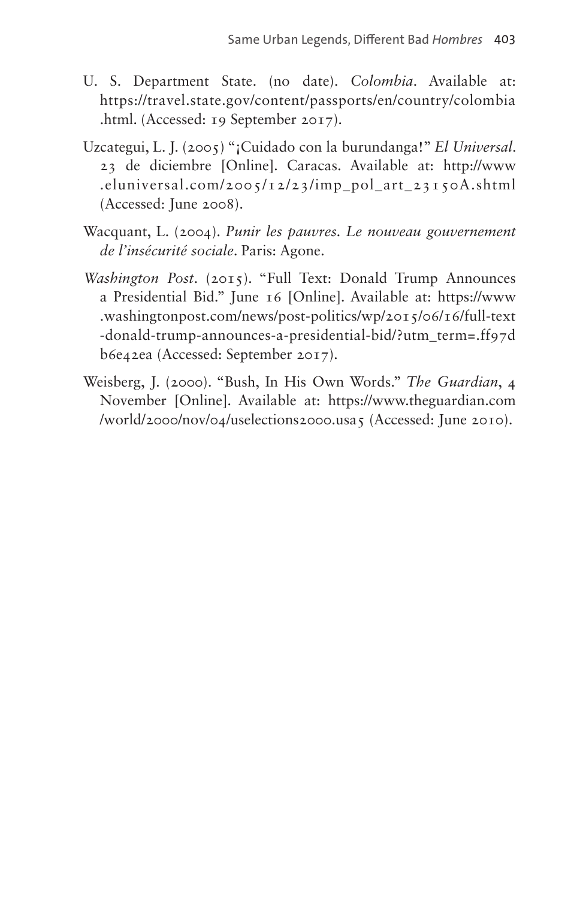U. S. Department State. (no date). *Colombia*. Available at: https://travel.state.gov/content/passports/en/country/colombia.html. (Accessed: 19 September 2017).

Uzcategui, L. J. (2005) "¡Cuidado con la burundanga!" *El Universal*. 23 de diciembre [Online]. Caracas. Available at: http://www.eluniversal.com/2005/12/23/imp_pol_art_23150A.shtml (Accessed: June 2008).

Wacquant, L. (2004). *Punir les pauvres. Le nouveau gouvernement de l'insécurité sociale*. Paris: Agone.

*Washington Post*. (2015). "Full Text: Donald Trump Announces a Presidential Bid." June 16 [Online]. Available at: https://www.washingtonpost.com/news/post-politics/wp/2015/06/16/full-text-donald-trump-announces-a-presidential-bid/?utm_term=.ff97db6e42ea (Accessed: September 2017).

Weisberg, J. (2000). "Bush, In His Own Words." *The Guardian*, 4 November [Online]. Available at: https://www.theguardian.com/world/2000/nov/04/uselections2000.usa5 (Accessed: June 2010).